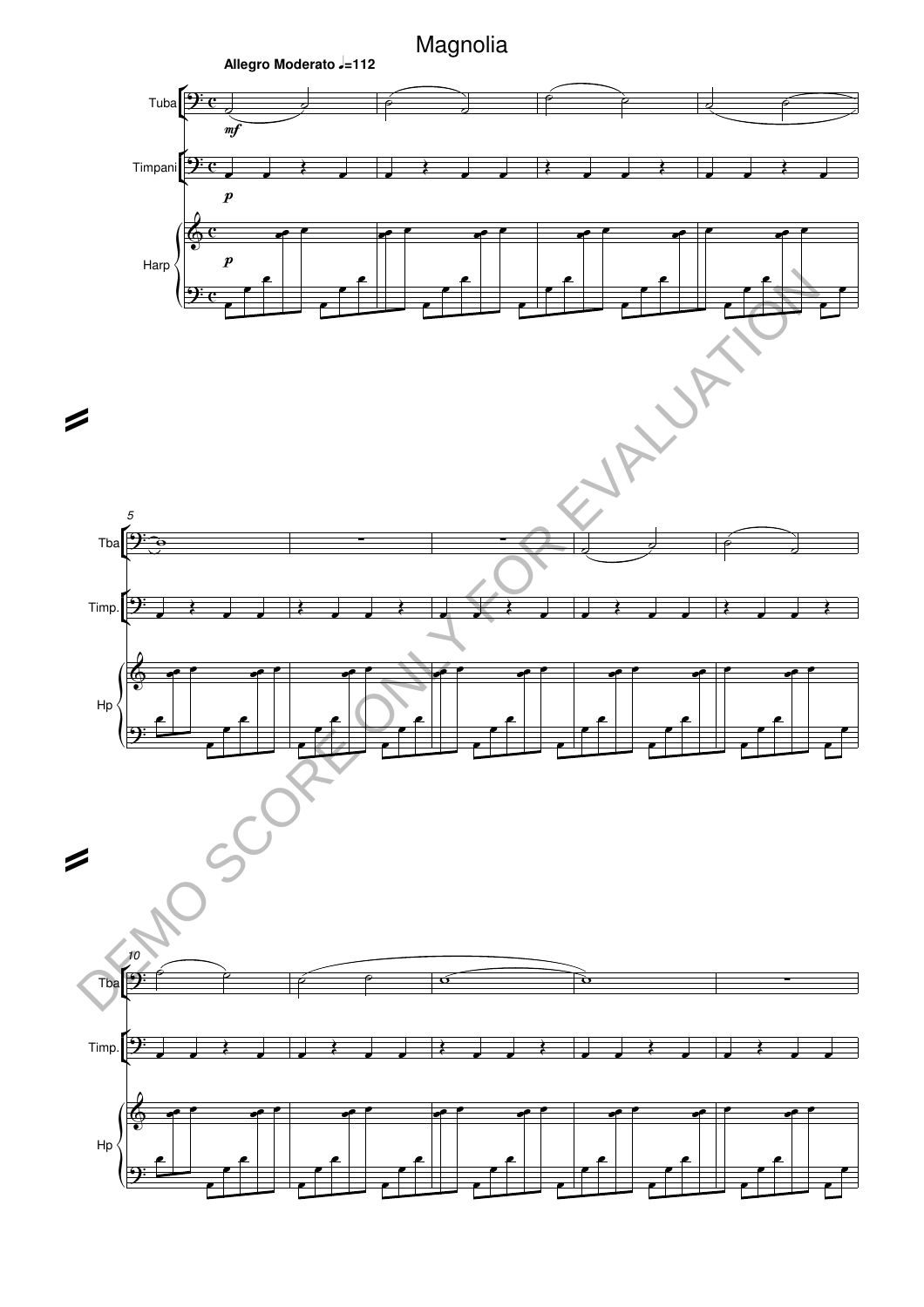# Magnolia

**Allegro Moderato** ♩=112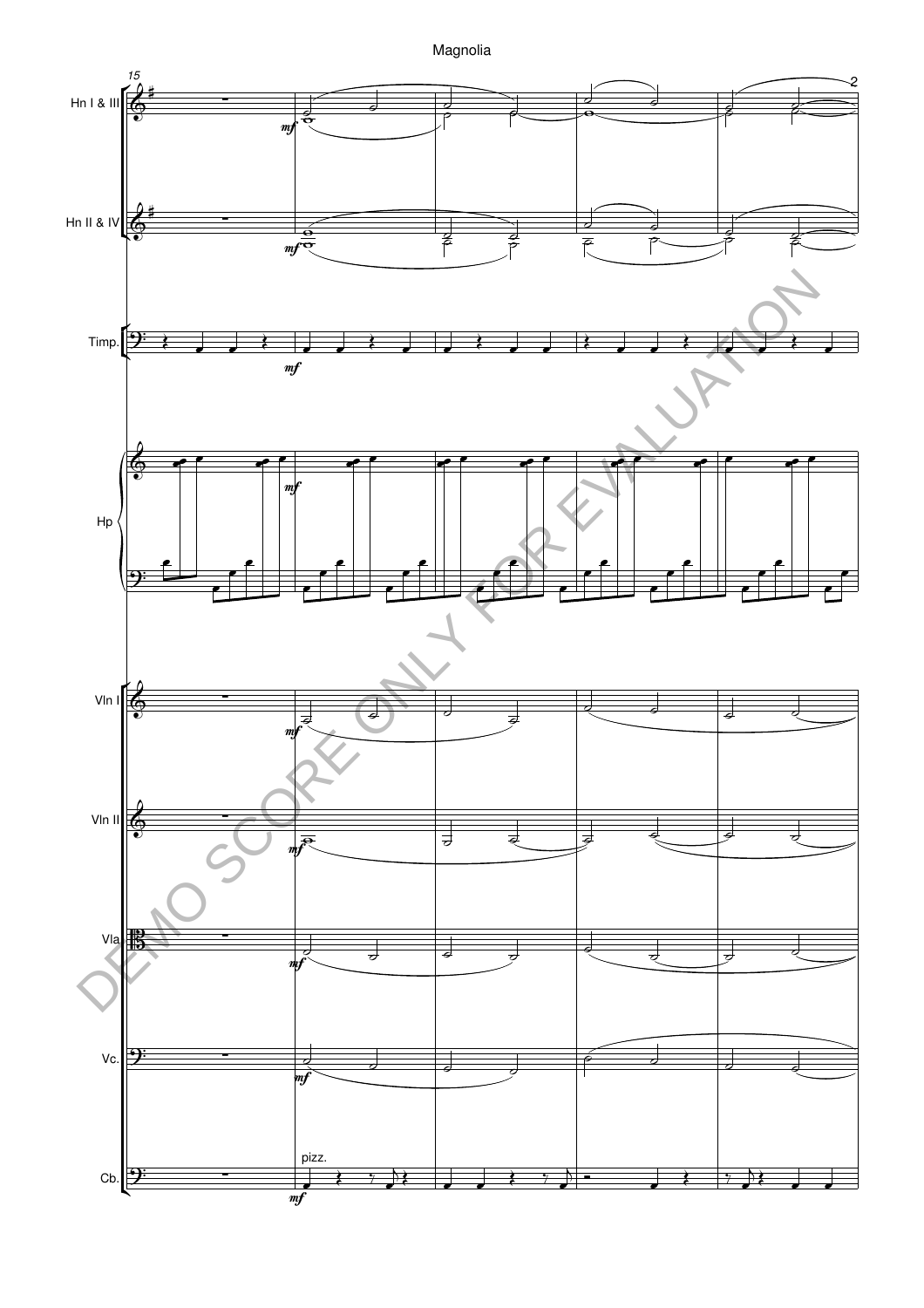Magnolia

15

Hn I & III

Hn II & IV

Timp.

Hp

Vln I

Vln II

Vla

Vc.

Cb.

pizz.

DEMO SCORE ONLY FOR EVALUATION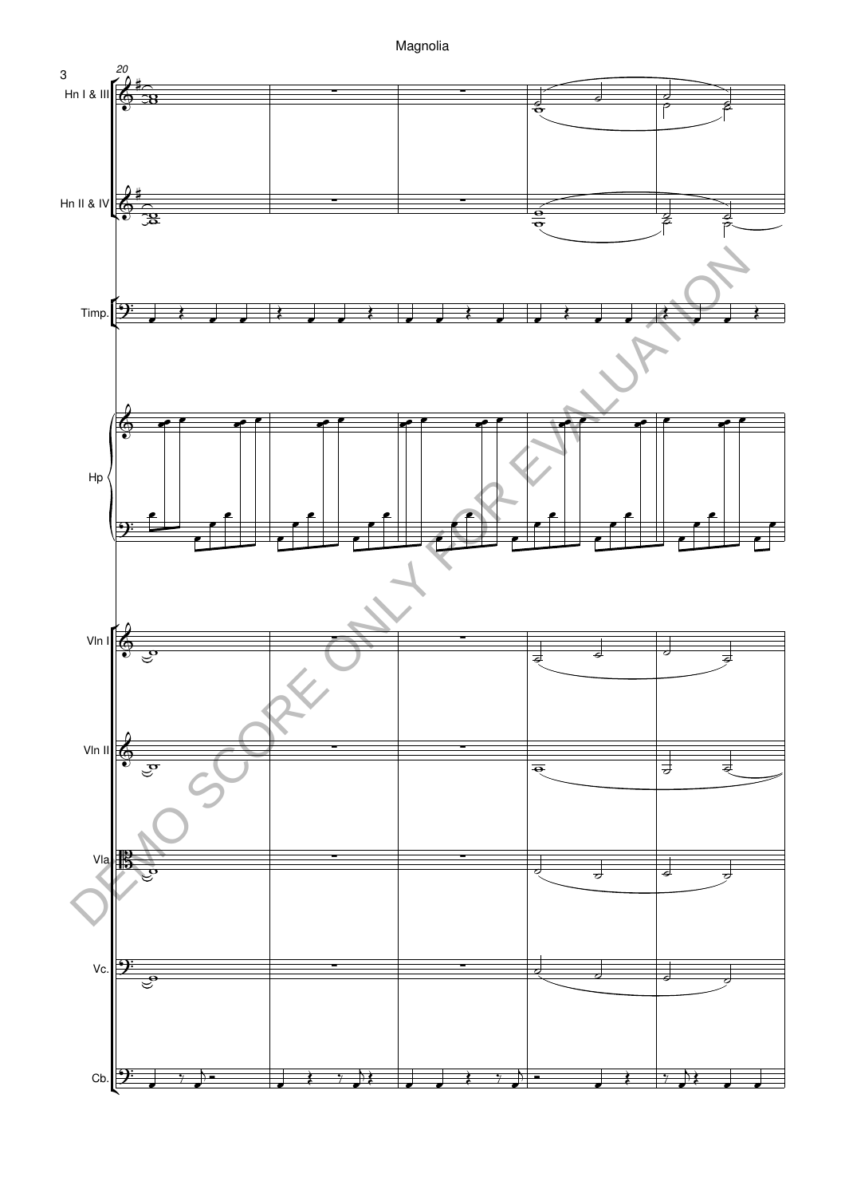Magnolia

20

Hn I & III

Hn II & IV

Timp.

Hp

Vln I

Vln II

Vla

Vc.

Cb.

DEMO SCORE ONLY FOR EVALUATION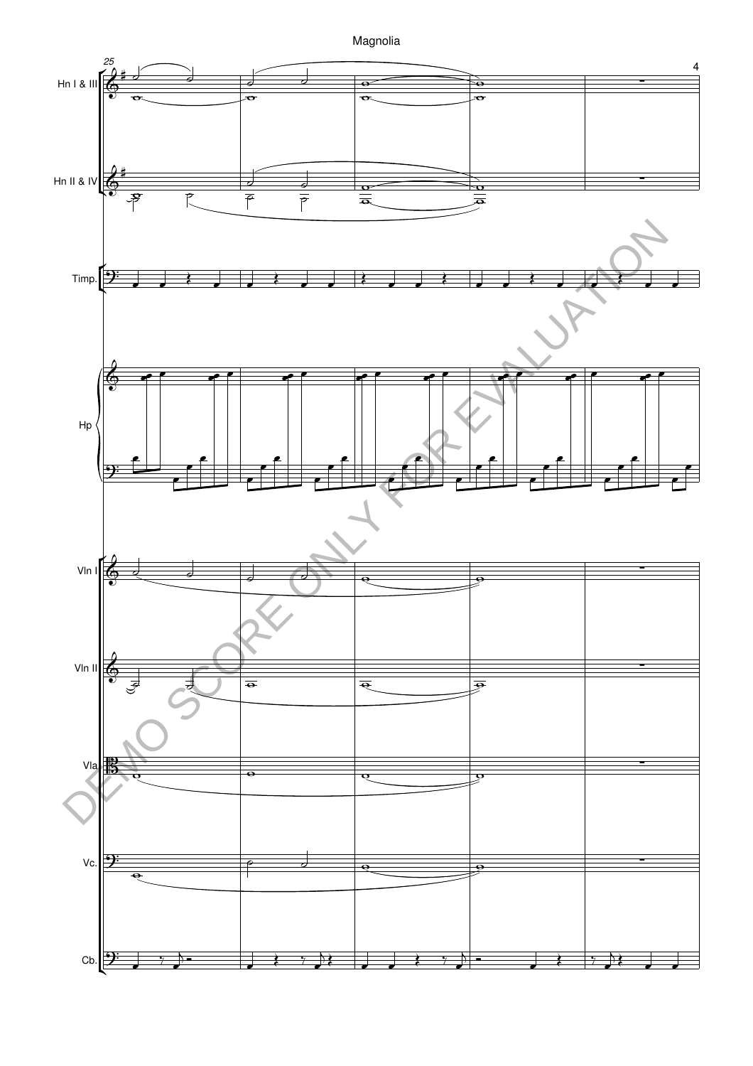Hn I & III

Hn II & IV

Timp.

Hp

Vln I

Vln II

Vla

Vc.

Cb.

DEMO SCORE ONLY FOR EVALUATION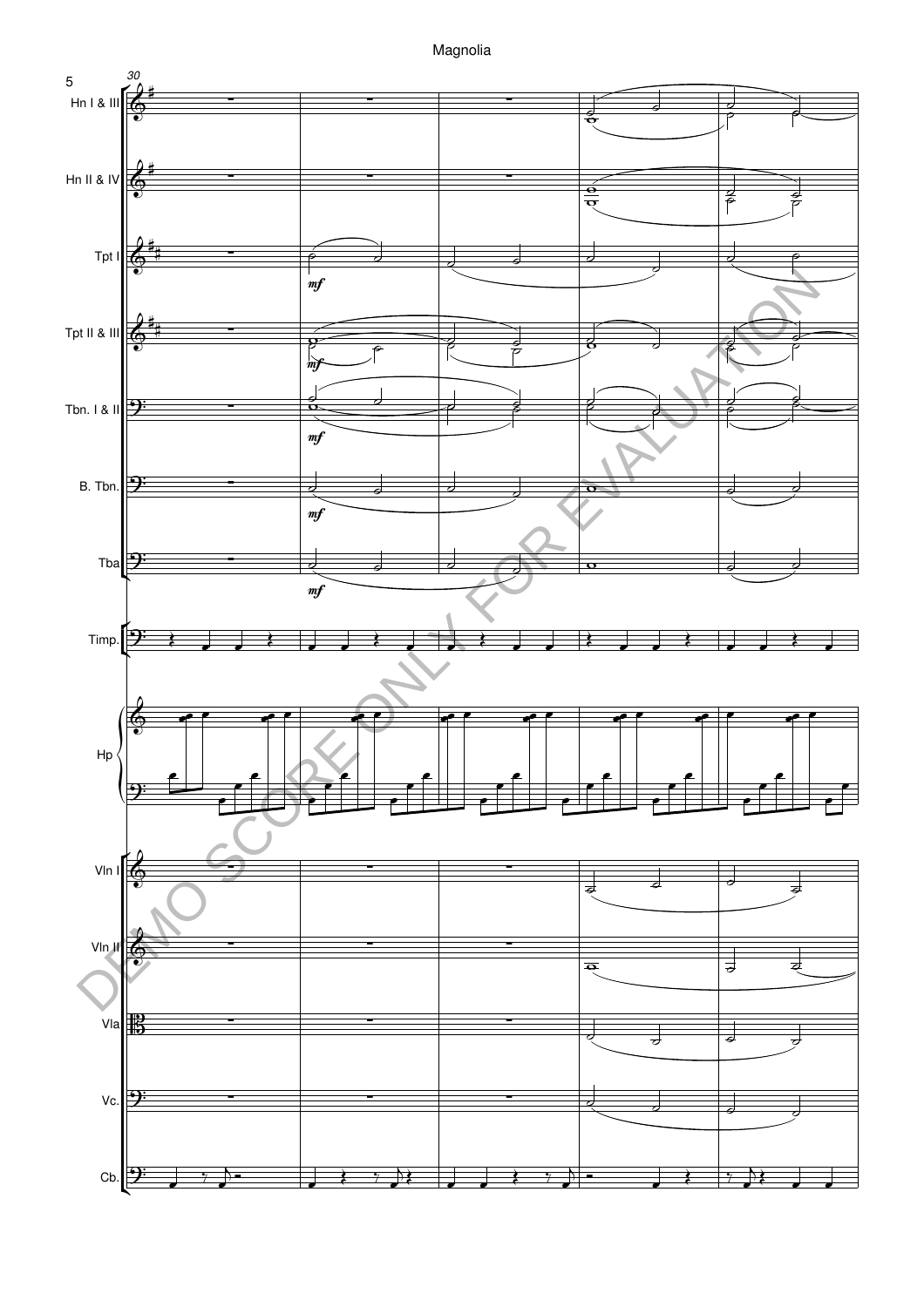Magnolia

30

Hn I & III

Hn II & IV

Tpt I

*mf*

Tpt II & III

*mf*

Tbn. I & II

*mf*

B. Tbn.

*mf*

Tba

*mf*

Timp.

Hp

Vln I

Vln II

Vla

Vc.

Cb.

DEMO SCORE ONLY FOR EVALUATION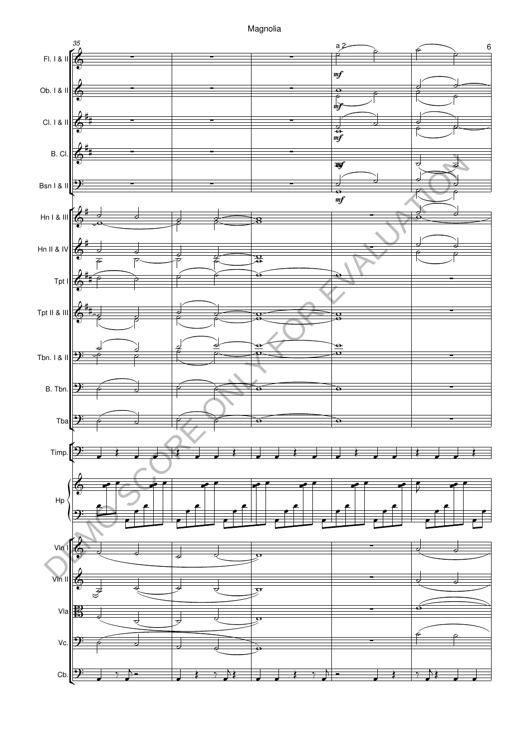Magnolia

35

Fl. I & II

a 2

*mf*

Ob. I & II

*mf*

Cl. I & II

*mf*

B. Cl.

*mf*

Bsn I & II

*mf*

Hn I & III

Hn II & IV

Tpt I

Tpt II & III

Tbn. I & II

B. Tbn.

Tba

Timp.

Hp

Vln I

Vln II

Vla

Vc.

Cb.

DEMO SCORE ONLY FOR EVALUATION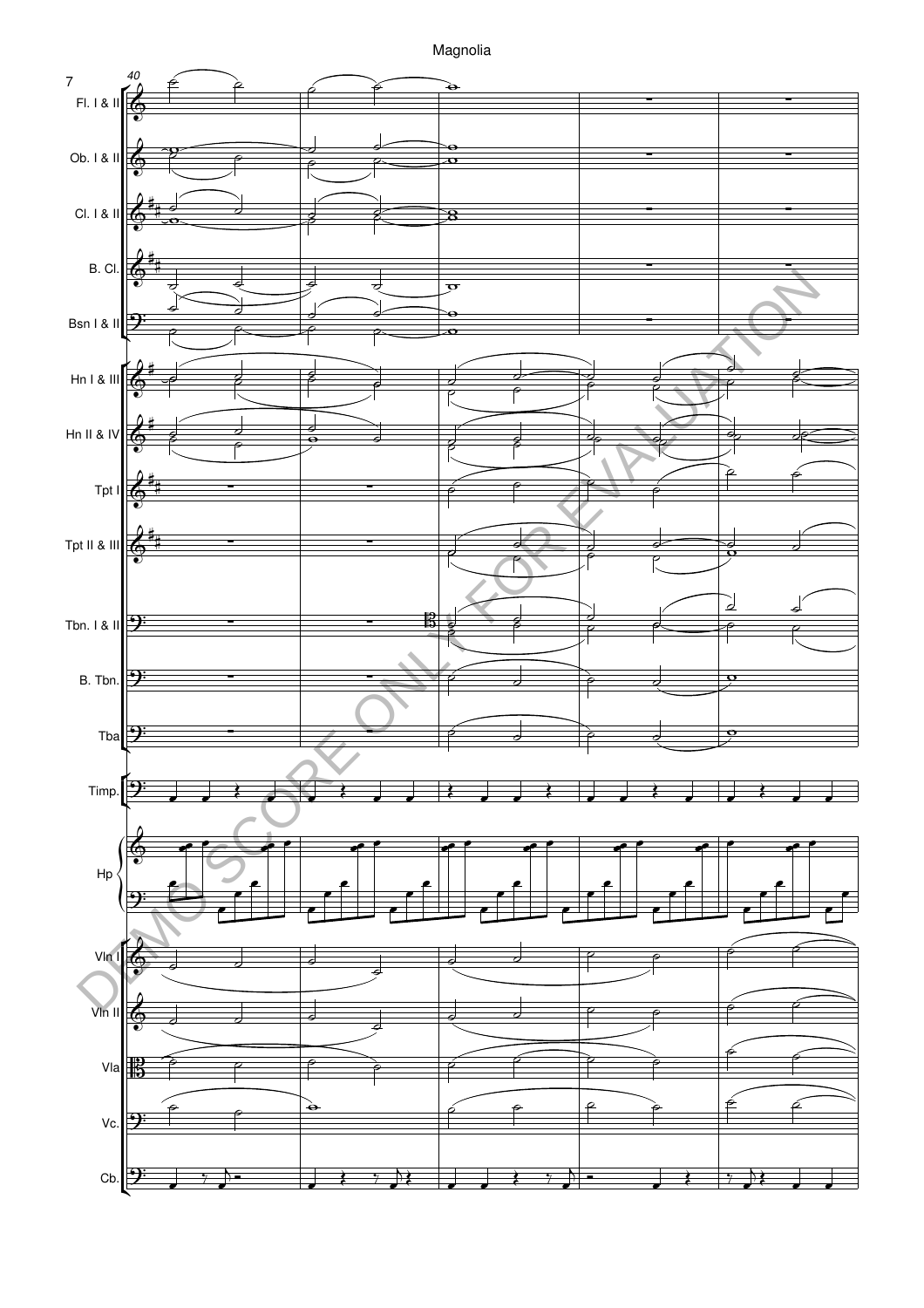Magnolia

40

Fl. I & II

Ob. I & II

Cl. I & II

B. Cl.

Bsn I & II

Hn I & III

Hn II & IV

Tpt I

Tpt II & III

Tbn. I & II

B. Tbn.

Tba

Timp.

Hp

Vln I

Vln II

Vla

Vc.

Cb.

DEMO SCORE ONLY, FOR EVALUATION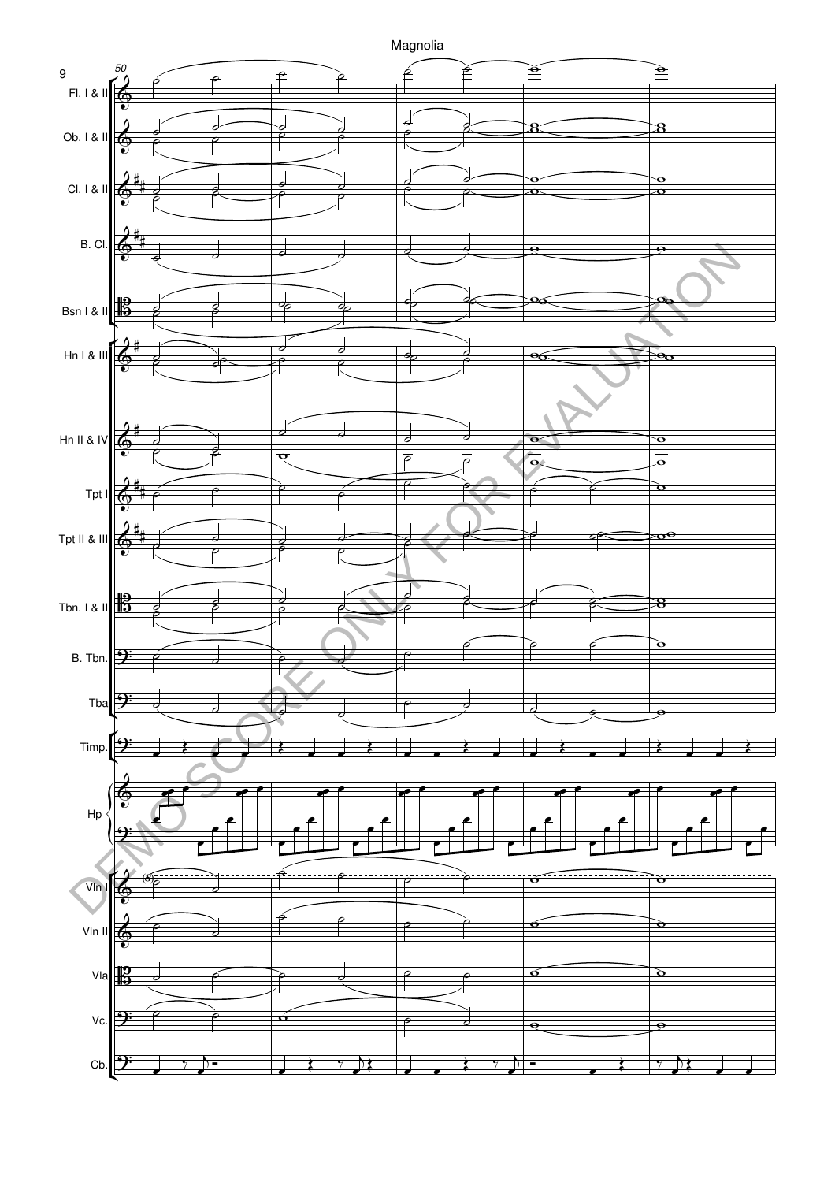Magnolia

50

Fl. I & II

Ob. I & II

Cl. I & II

B. Cl.

Bsn I & II

Hn I & III

Hn II & IV

Tpt I

Tpt II & III

Tbn. I & II

B. Tbn.

Tba

Timp.

Hp

Vln I

Vln II

Vla

Vc.

Cb.

DEMO SCORE ONLY FOR EVALUATION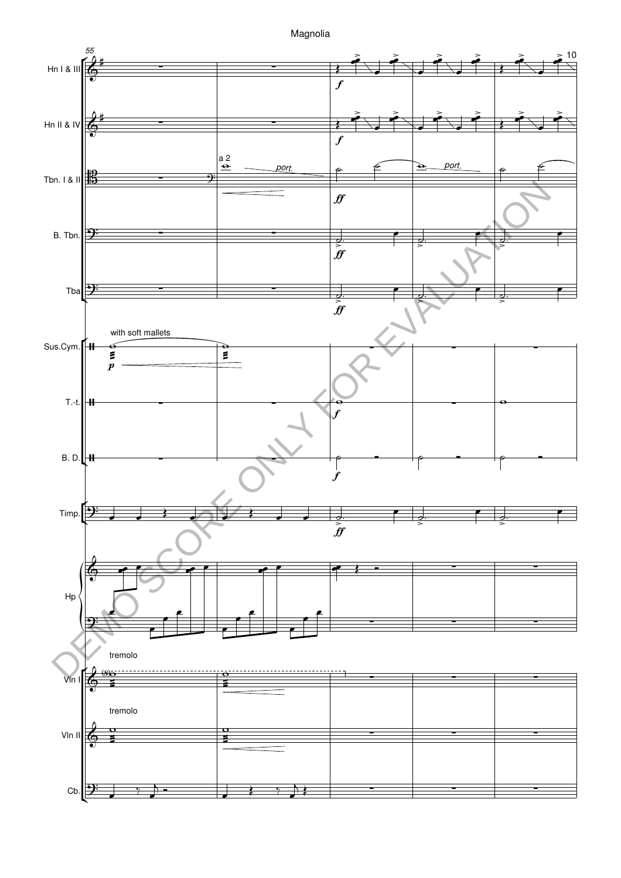Magnolia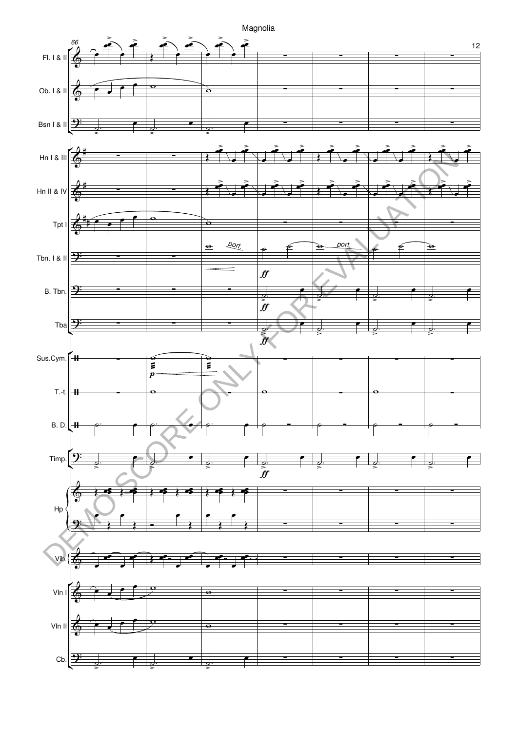Magnolia

66

Fl. I & II

Ob. I & II

Bsn I & II

Hn I & III

Hn II & IV

Tpt I

Tbn. I & II

*port.*

*port.*

*ff*

B. Tbn.

*ff*

Tba

*ff*

Sus.Cym.

*p*

T.-t.

B. D.

Timp.

*ff*

Hp

Vib.

Vln I

Vln II

Cb.

DEMO SCORE ONLY FOR EVALUATION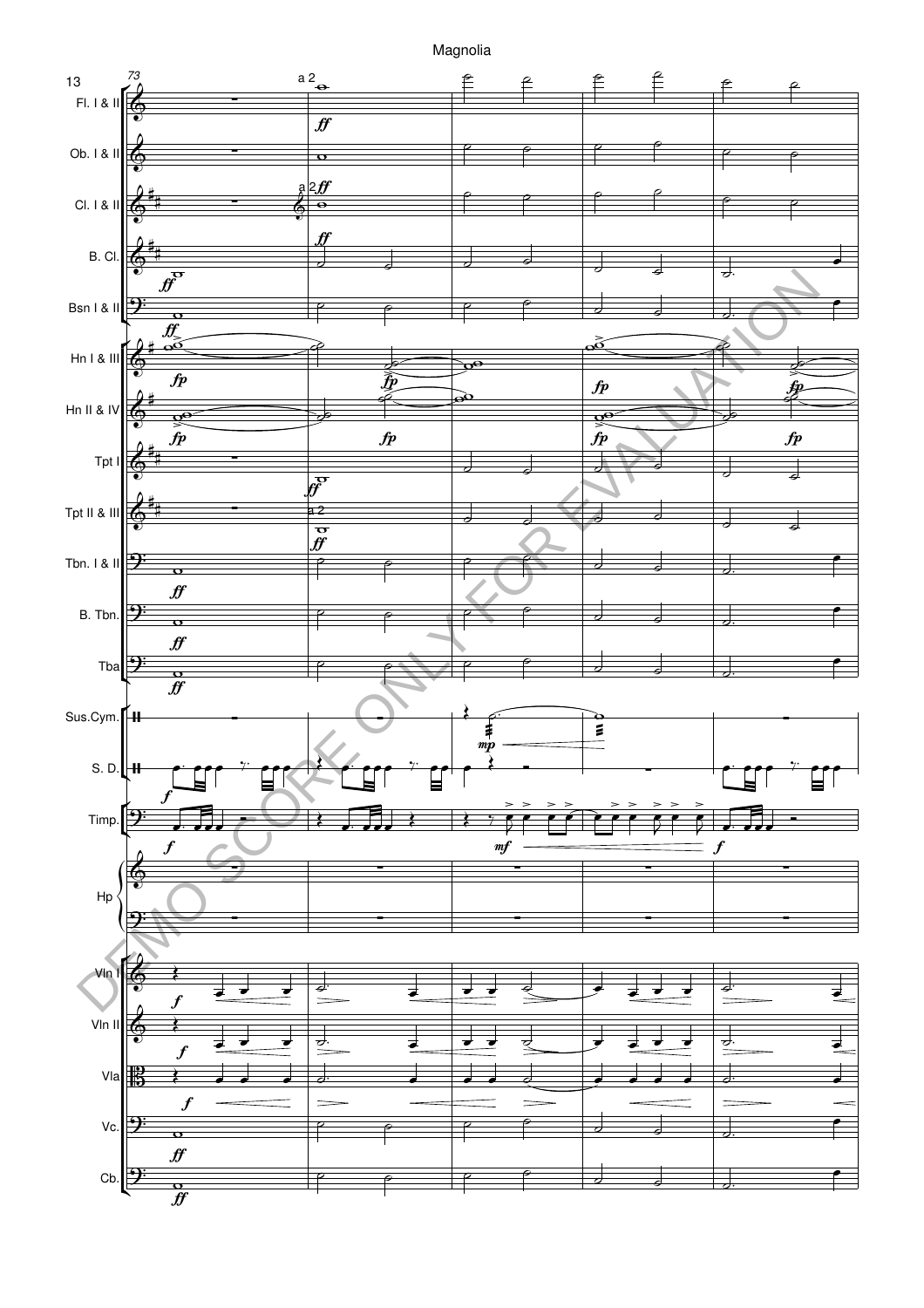Magnolia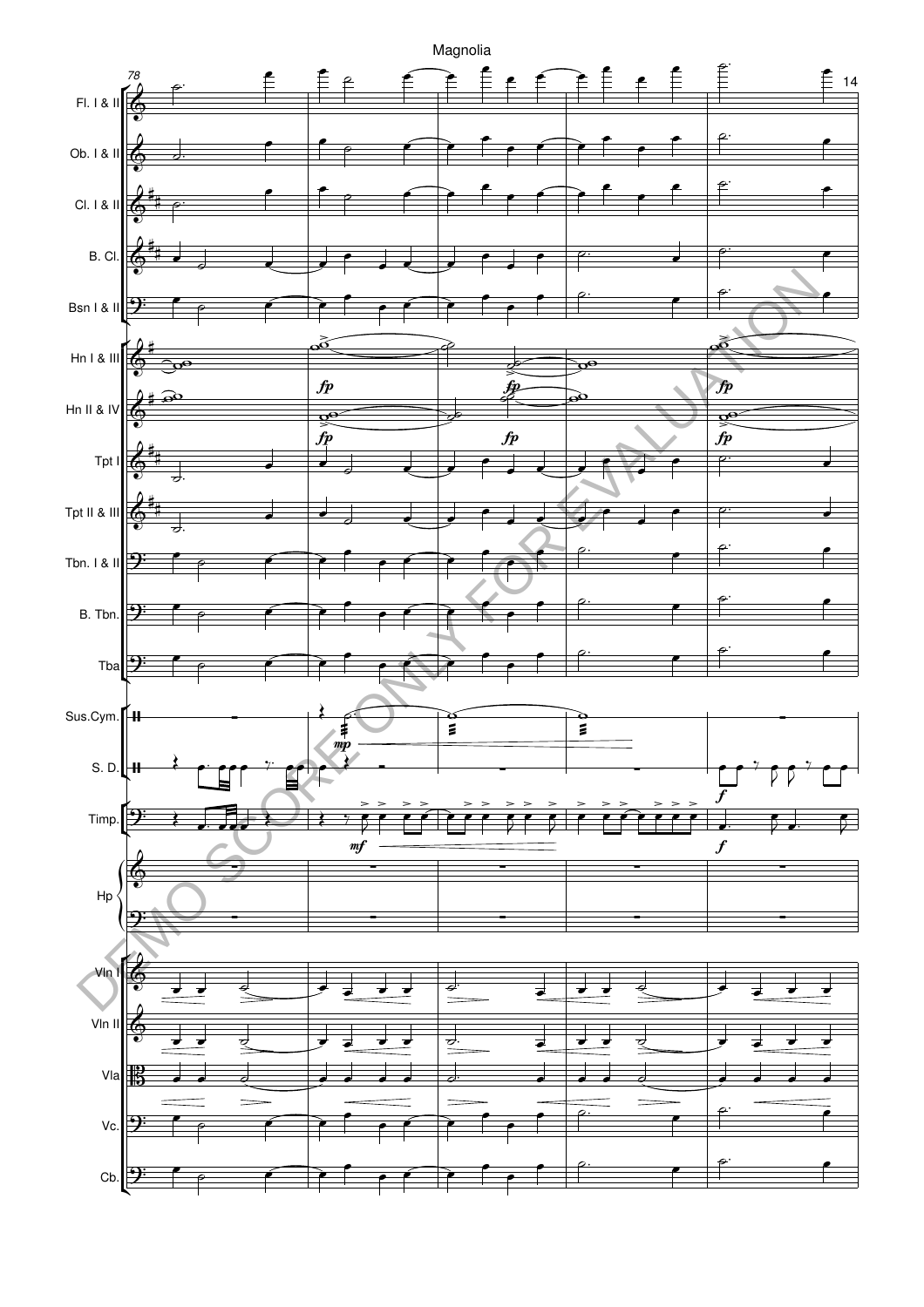Magnolia

Fl. I & II
Ob. I & II
Cl. I & II
B. Cl.
Bsn I & II
Hn I & III
Hn II & IV
Tpt I
Tpt II & III
Tbn. I & II
B. Tbn.
Tba
Sus.Cym.
S. D.
Timp.
Hp
Vln I
Vln II
Vla
Vc.
Cb.

DEMO SCORE ONLY FOR EVALUATION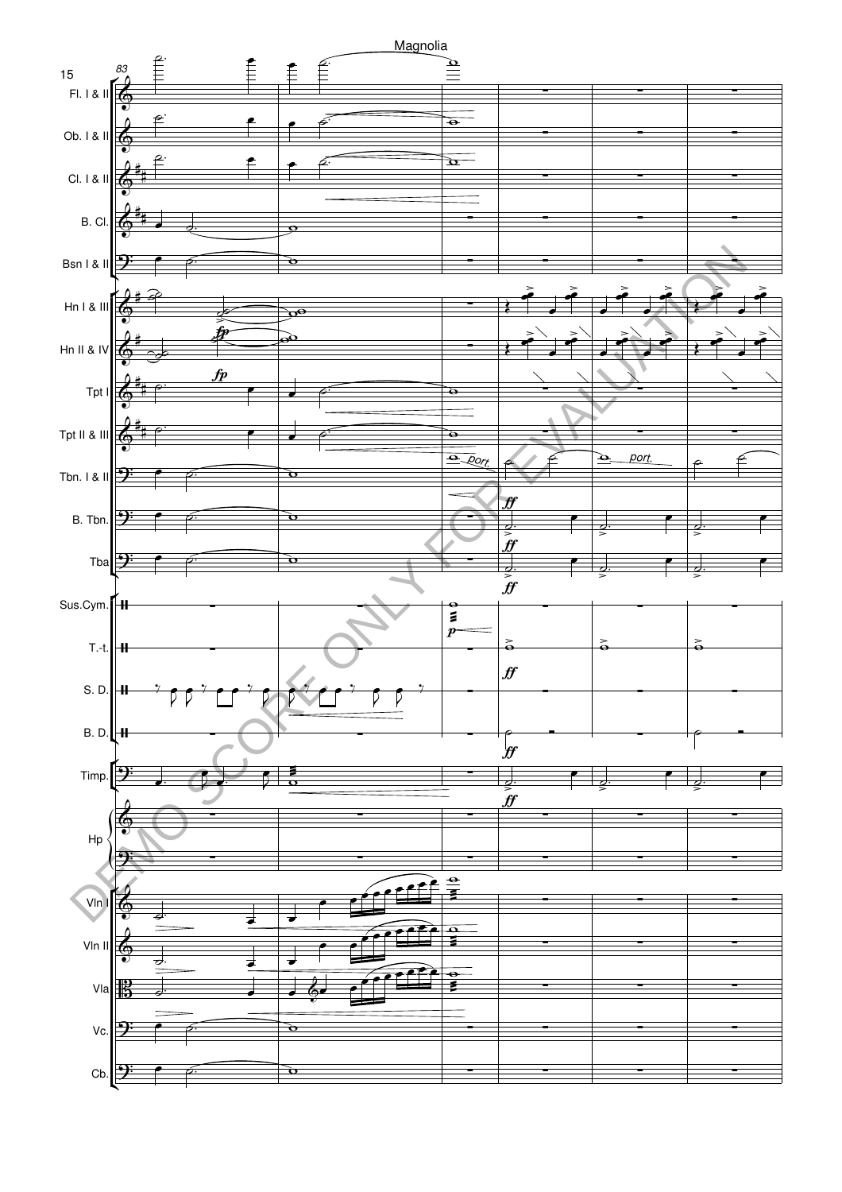Magnolia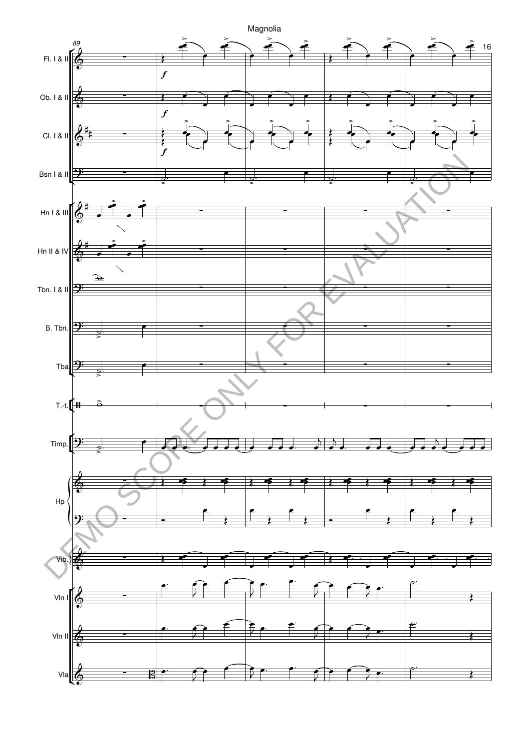89

Fl. I & II

Ob. I & II

Cl. I & II

Bsn I & II

Hn I & III

Hn II & IV

Tbn. I & II

B. Tbn.

Tba

T.-t.

Timp.

Hp

Vib.

Vln I

Vln II

Vla

*f*

DEMO SCORE ONLY FOR EVALUATION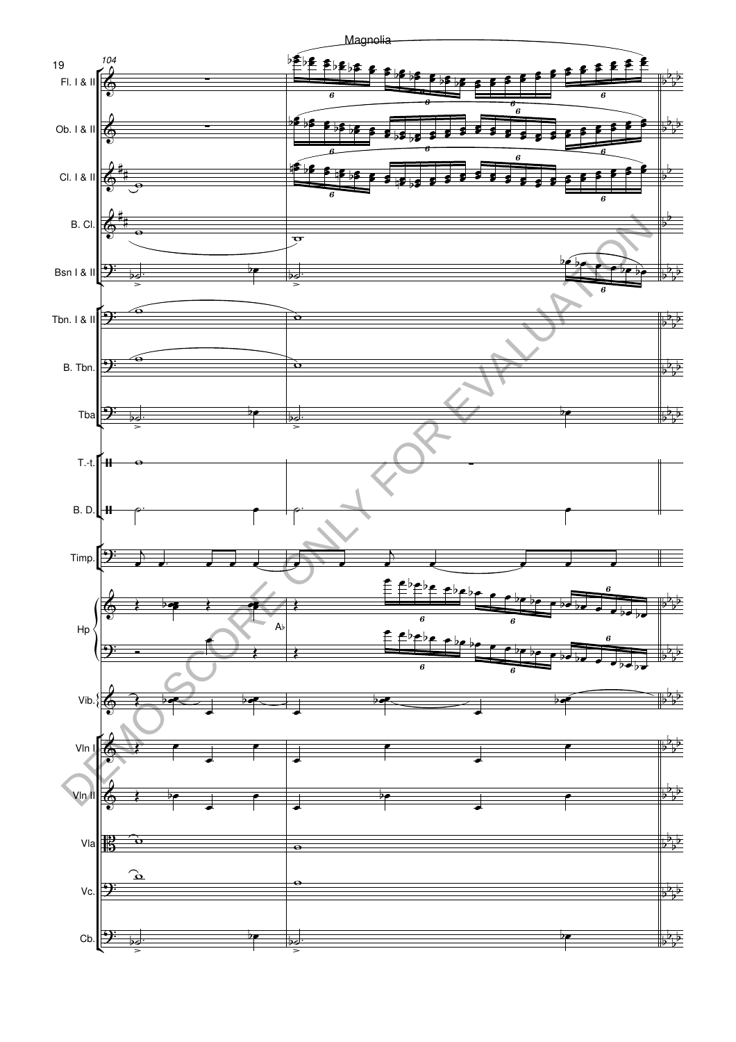Magnolia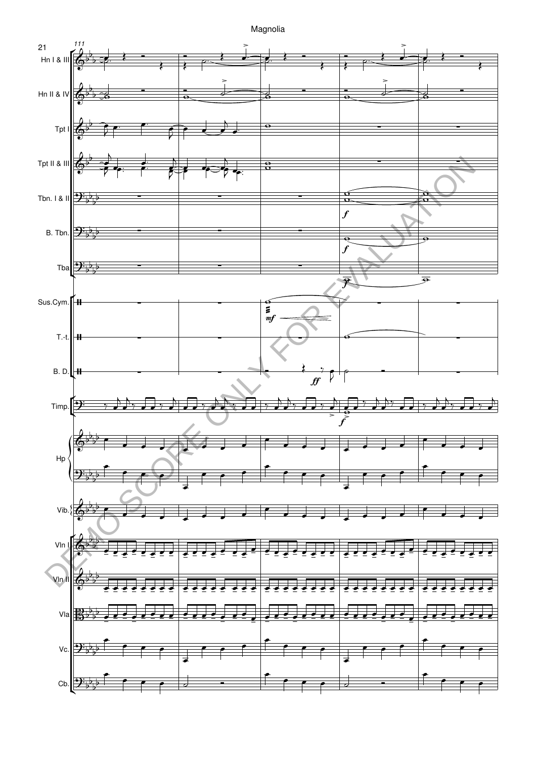Magnolia

111

Hn I & III

Hn II & IV

Tpt I

Tpt II & III

Tbn. I & II

B. Tbn.

Tba

Sus.Cym.

T.-t.

B. D.

Timp.

Hp

Vib.

Vln I

Vln II

Vla

Vc.

Cb.

DEMO SCORE ONLY FOR EVALUATION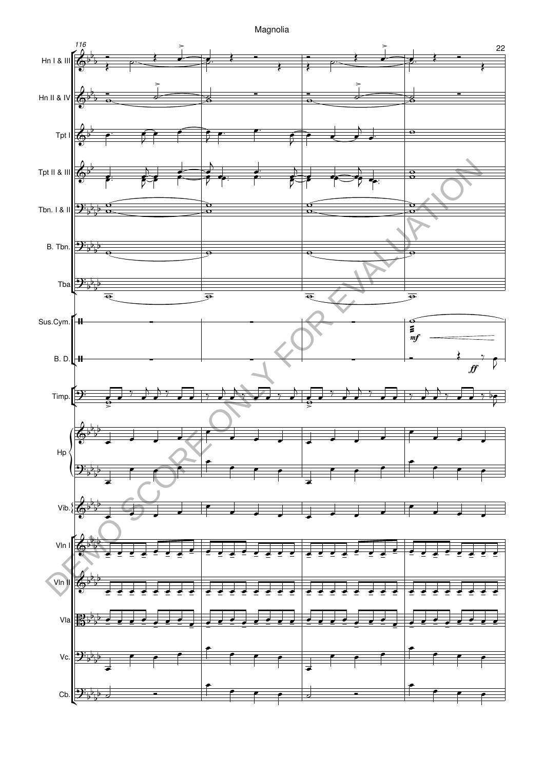116

Hn I & III

Hn II & IV

Tpt I

Tpt II & III

Tbn. I & II

B. Tbn.

Tba

Sus.Cym.

*mf*

B. D.

*ff*

Timp.

Hp

Vib.

Vln I

Vln II

Vla

Vc.

Cb.

DEMO SCORE ONLY FOR EVALUATION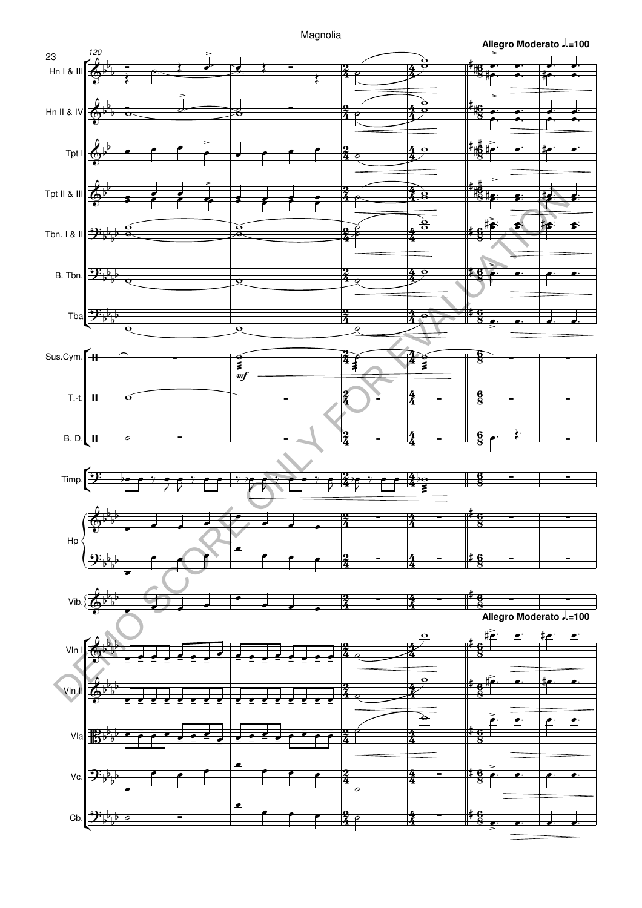Magnolia

Allegro Moderato ♩.=100

120

Hn I & III

Hn II & IV

Tpt I

Tpt II & III

Tbn. I & II

B. Tbn.

Tba

Sus.Cym.

*mf*

T.-t.

B. D.

Timp.

Hp

Vib.

Allegro Moderato ♩.=100

Vln I

Vln II

Vla

Vc.

Cb.

DEMO SCORE ONLY FOR EVALUATION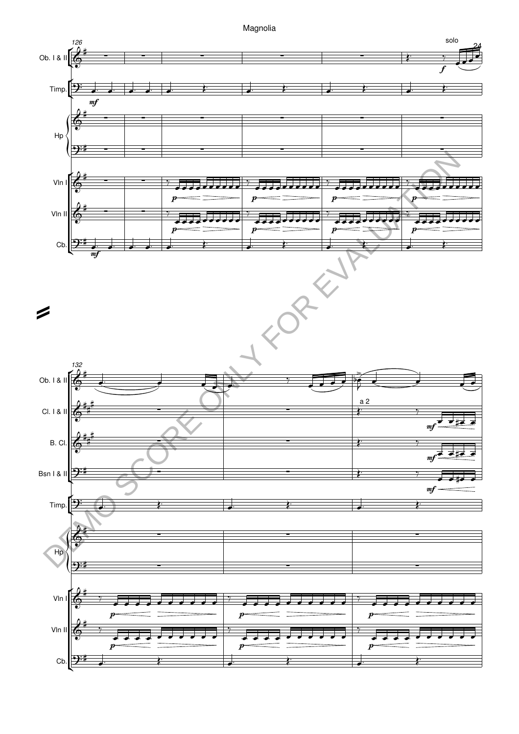Magnolia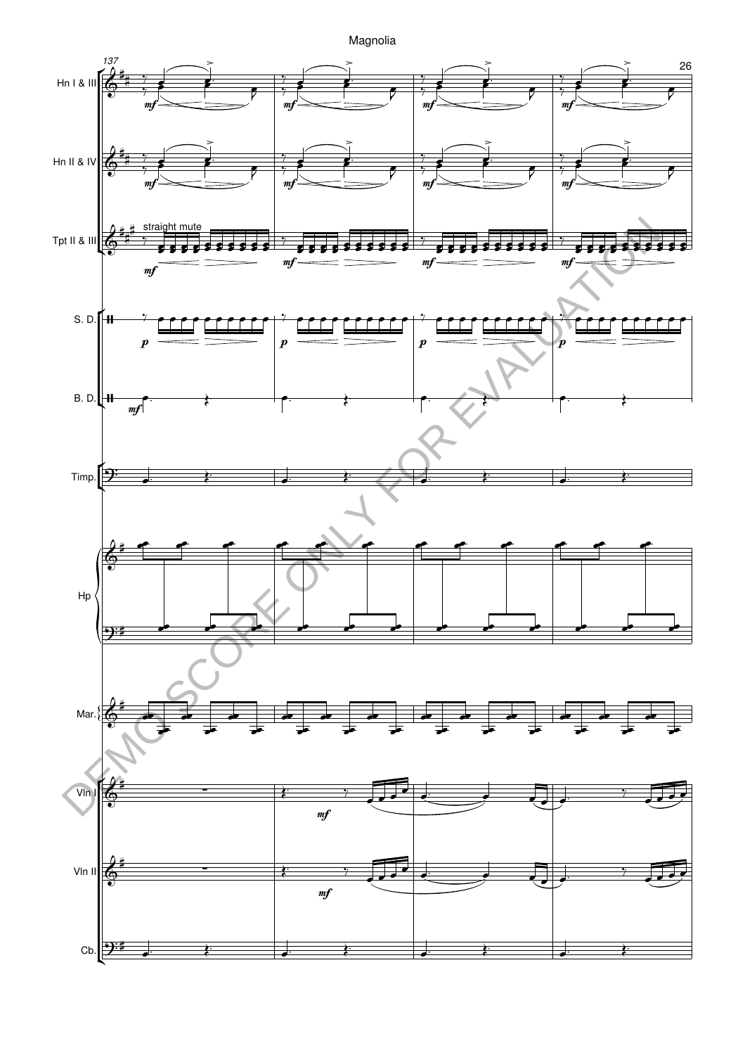137

Hn I & III

Hn II & IV

Tpt II & III

straight mute

S. D.

B. D.

Timp.

Hp

Mar.

Vln I

Vln II

Cb.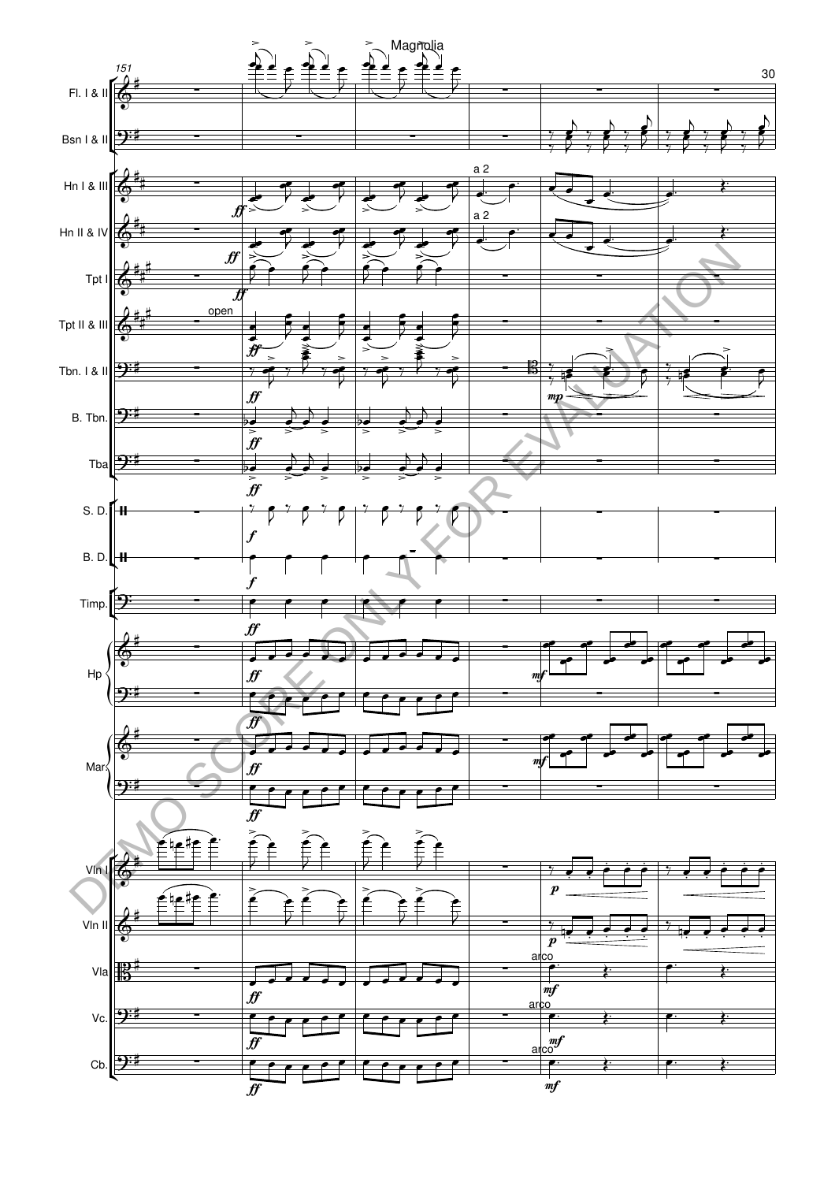Magnolia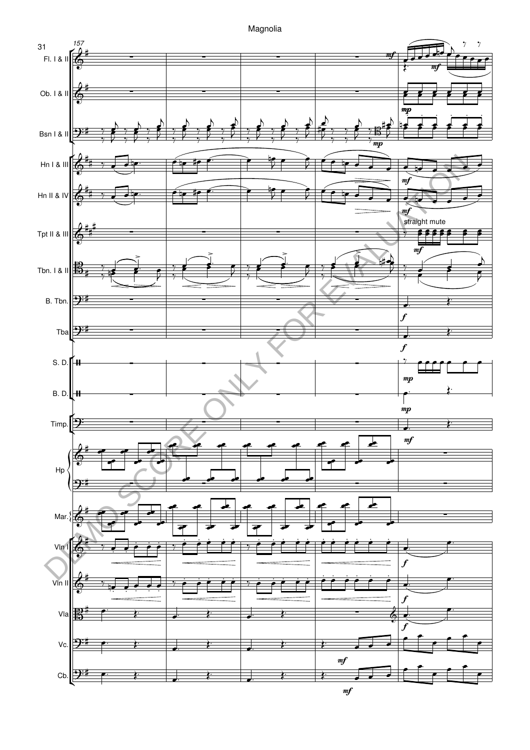157

Fl. I & II

Ob. I & II

Bsn I & II

Hn I & III

Hn II & IV

Tpt II & III

straight mute

Tbn. I & II

B. Tbn.

Tba

S. D.

B. D.

Timp.

Hp

Mar.

Vln I

Vln II

Vla

Vc.

Cb.

DEMO SCORE ONLY FOR EVALUATION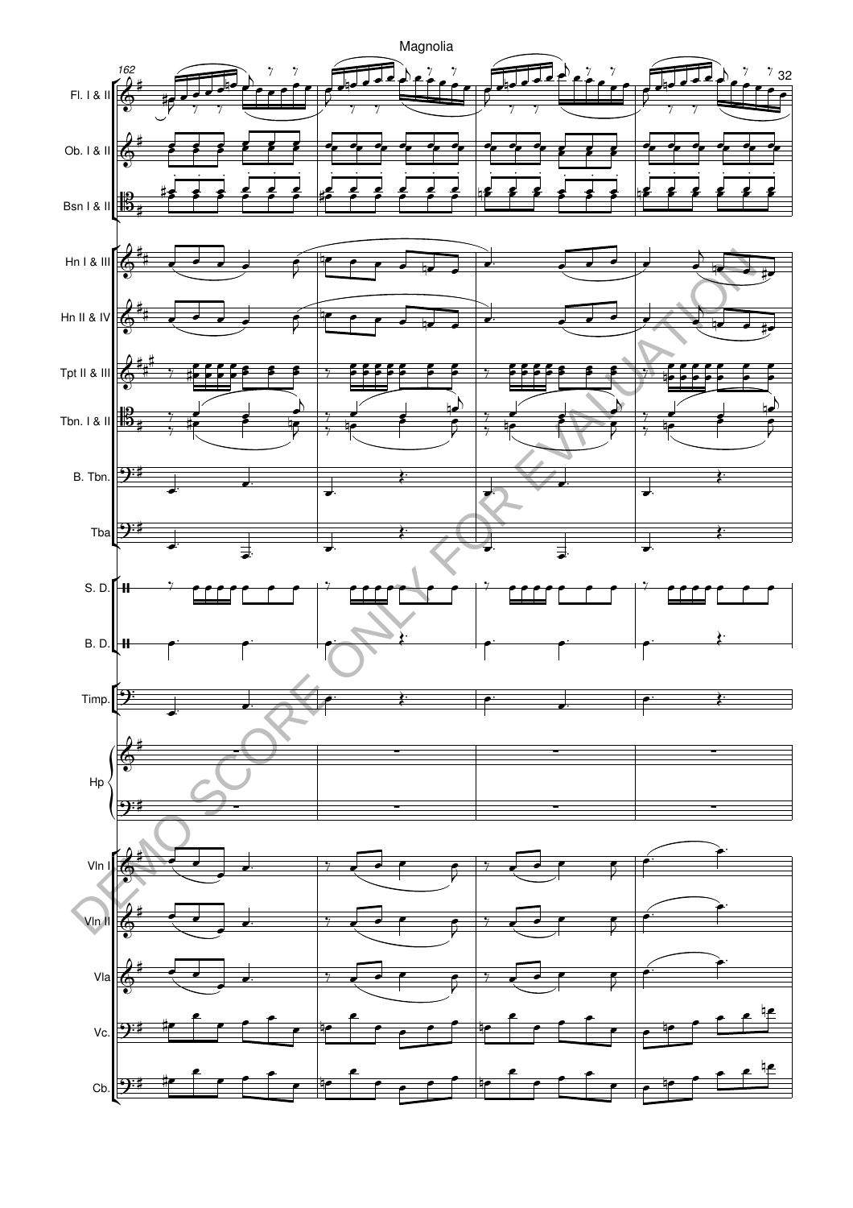Magnolia

162

Fl. I & II

Ob. I & II

Bsn I & II

Hn I & III

Hn II & IV

Tpt II & III

Tbn. I & II

B. Tbn.

Tba

S. D.

B. D.

Timp.

Hp

Vln I

Vln II

Vla

Vc.

Cb.

DEMO SCORE ONLY FOR EVALUATION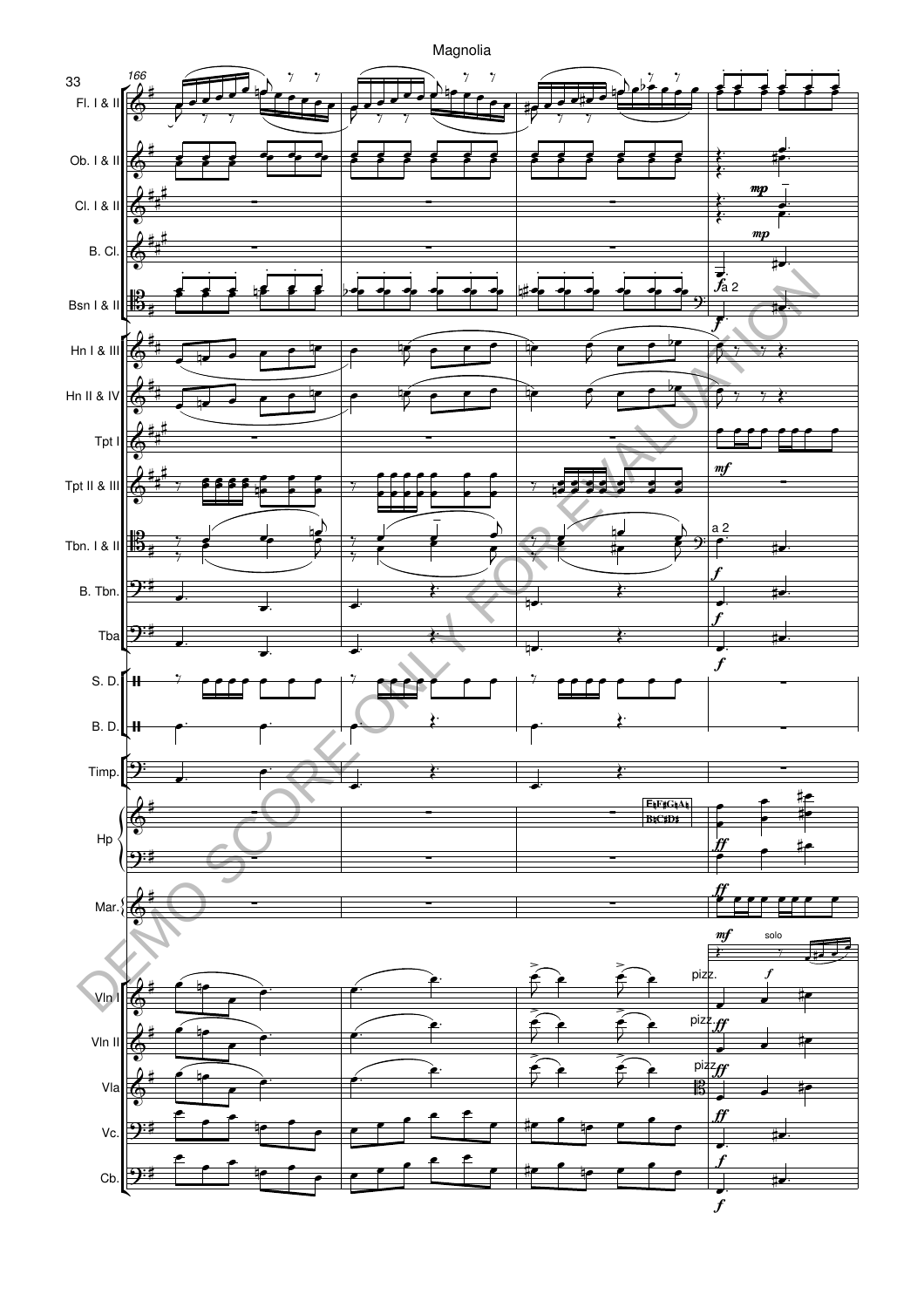Magnolia

DEMO SCORE ONLY FOR EVALUATION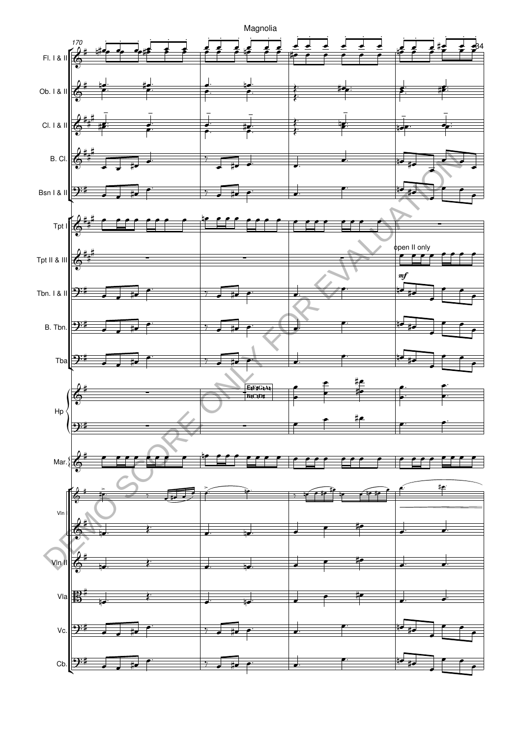Magnolia

170

Fl. I & II

Ob. I & II

Cl. I & II

B. Cl.

Bsn I & II

Tpt I

Tpt II & III

open II only

*mf*

Tbn. I & II

B. Tbn.

Tba

Hp

E♮F♯G♮A♮
B♮C♮D♯

Mar.

Vln

Vln II

Vla

Vc.

Cb.

DEMO SCORE ONLY FOR EVALUATION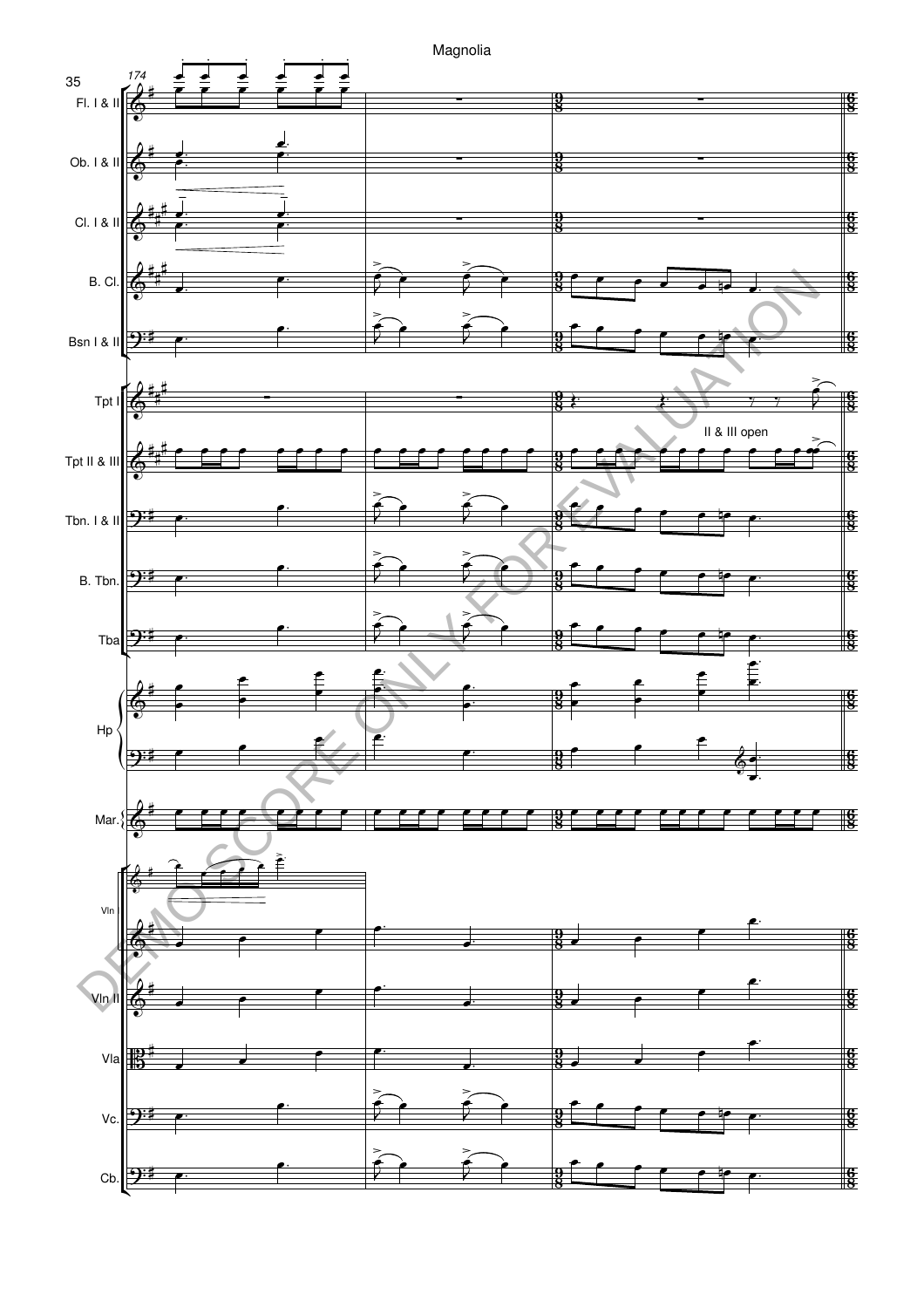Magnolia

174

Fl. I & II

Ob. I & II

Cl. I & II

B. Cl.

Bsn I & II

Tpt I

Tpt II & III

II & III open

Tbn. I & II

B. Tbn.

Tba

Hp

Mar.

Vln

Vln II

Vla

Vc.

Cb.

DEMO SCORE ONLY FOR EVALUATION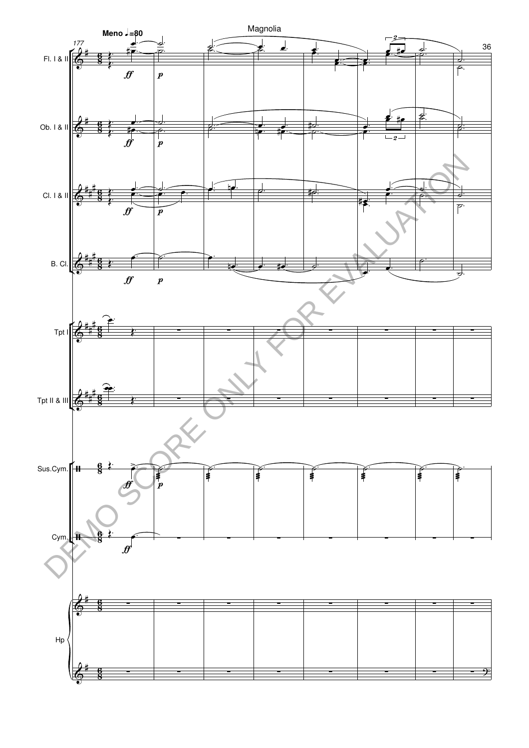Magnolia

Meno ♩.=80

177

Fl. I & II

Ob. I & II

Cl. I & II

B. Cl.

Tpt I

Tpt II & III

Sus.Cym.

Cym.

Hp

DEMO SCORE ONLY FOR EVALUATION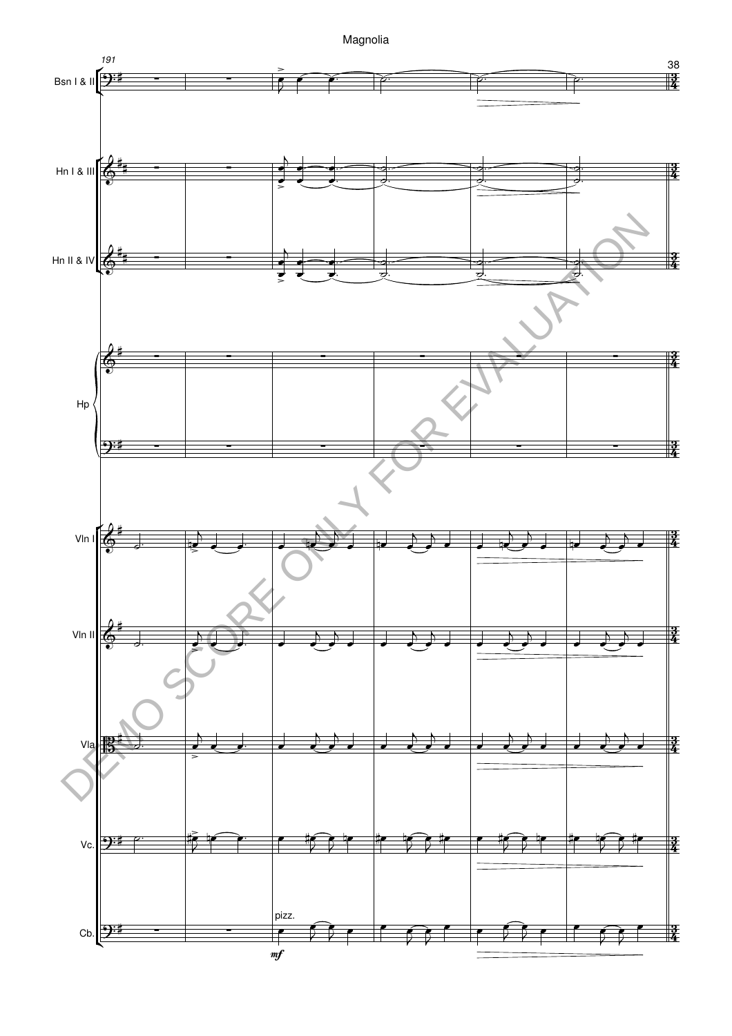Magnolia

191

Bsn I & II

Hn I & III

Hn II & IV

Hp

Vln I

Vln II

Vla

Vc.

Cb.

pizz.

*mf*

DEMO SCORE ONLY FOR EVALUATION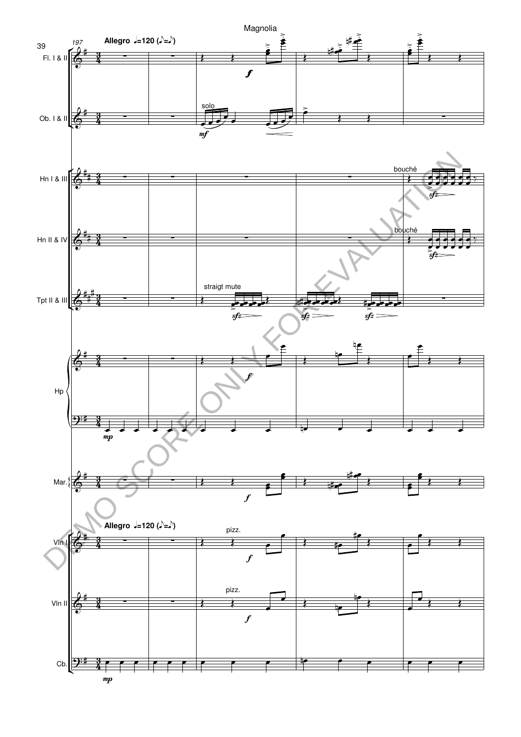Magnolia

197

**Allegro** ♩=120 (♪=♪)

Fl. I & II

*f*

Ob. I & II

solo

*mf*

Hn I & III

bouché

*sfz*

Hn II & IV

bouché

*sfz*

Tpt II & III

straigt mute

*sfz* *sfz* *sfz*

Hp

*f*

*mp*

Mar.

*f*

**Allegro** ♩=120 (♪=♪)

Vln I

pizz.

*f*

Vln II

pizz.

*f*

Cb.

*mp*

DEMO SCORE ONLY FOR EVALUATION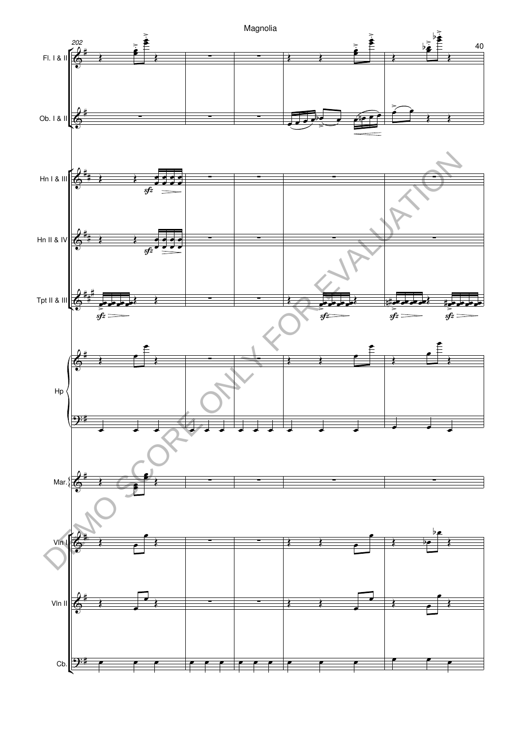Magnolia

202

Fl. I & II

Ob. I & II

Hn I & III

Hn II & IV

Tpt II & III

Hp

Mar.

Vln I

Vln II

Cb.

DEMO SCORE ONLY FOR EVALUATION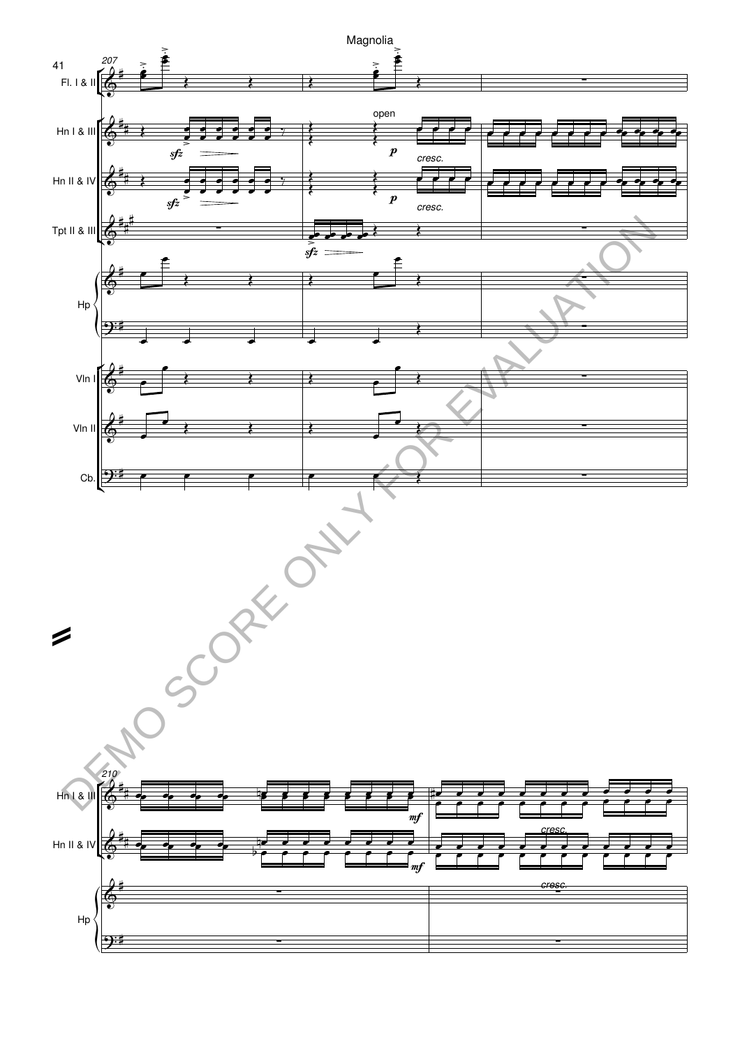Magnolia

207

Fl. I & II

Hn I & III

open

*sfz*

*p*

*cresc.*

Hn II & IV

*sfz*

*p*

*cresc.*

Tpt II & III

*sfz*

Hp

Vln I

Vln II

Cb.

210

Hn I & III

*mf*

Hn II & IV

*mf*

*cresc.*

Hp

*cresc.*

DEMO SCORE ONLY FOR EVALUATION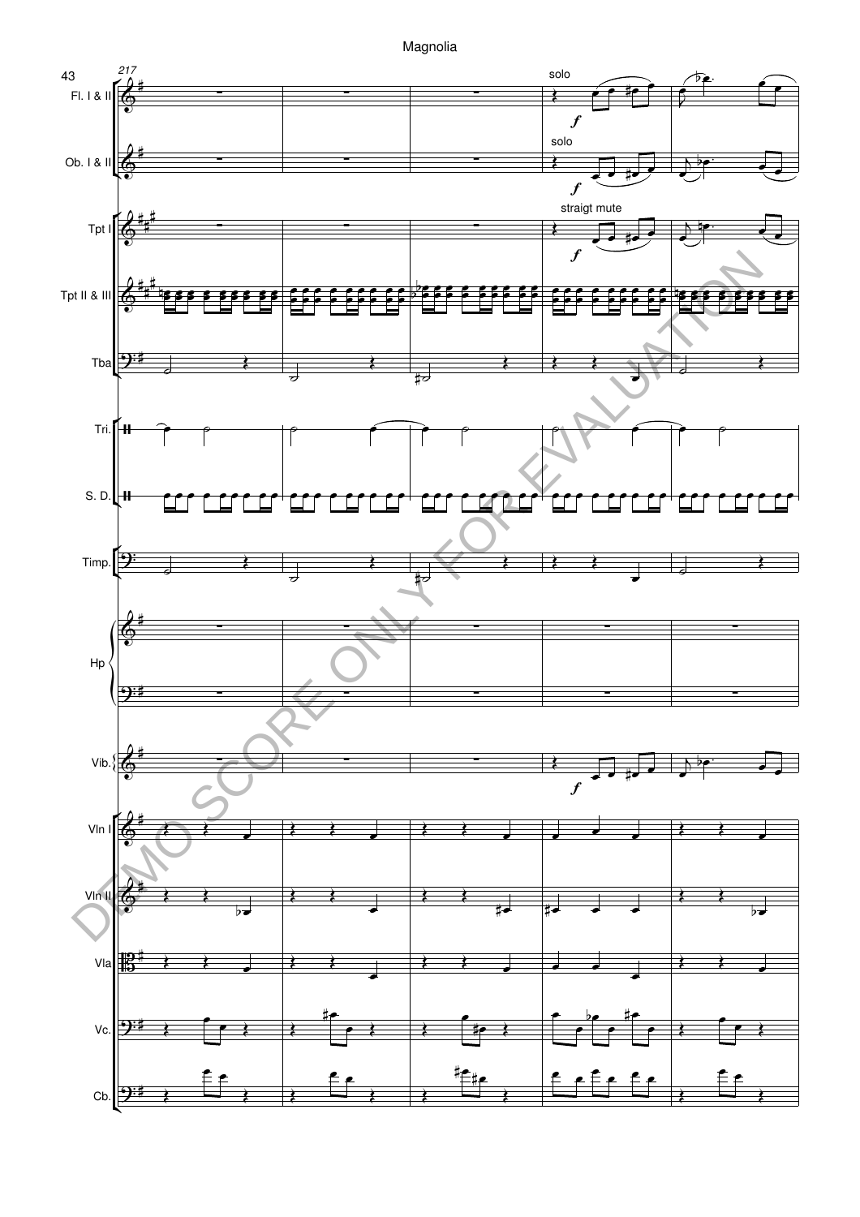Magnolia

217

Fl. I & II

solo

*f*

Ob. I & II

solo

*f*

Tpt I

straigt mute

*f*

Tpt II & III

Tba

Tri.

S. D.

Timp.

Hp

Vib.

*f*

Vln I

Vln II

Vla

Vc.

Cb.

DEMO SCORE ONLY FOR EVALUATION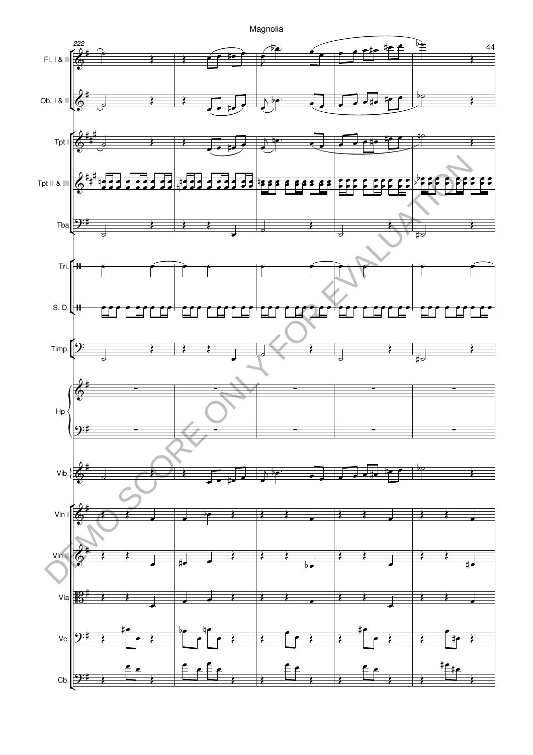Magnolia

222

Fl. I & II

Ob. I & II

Tpt I

Tpt II & III

Tba

Tri.

S. D.

Timp.

Hp

Vib.

Vln I

Vln II

Vla

Vc.

Cb.

DEMO SCORE ONLY FOR EVALUATION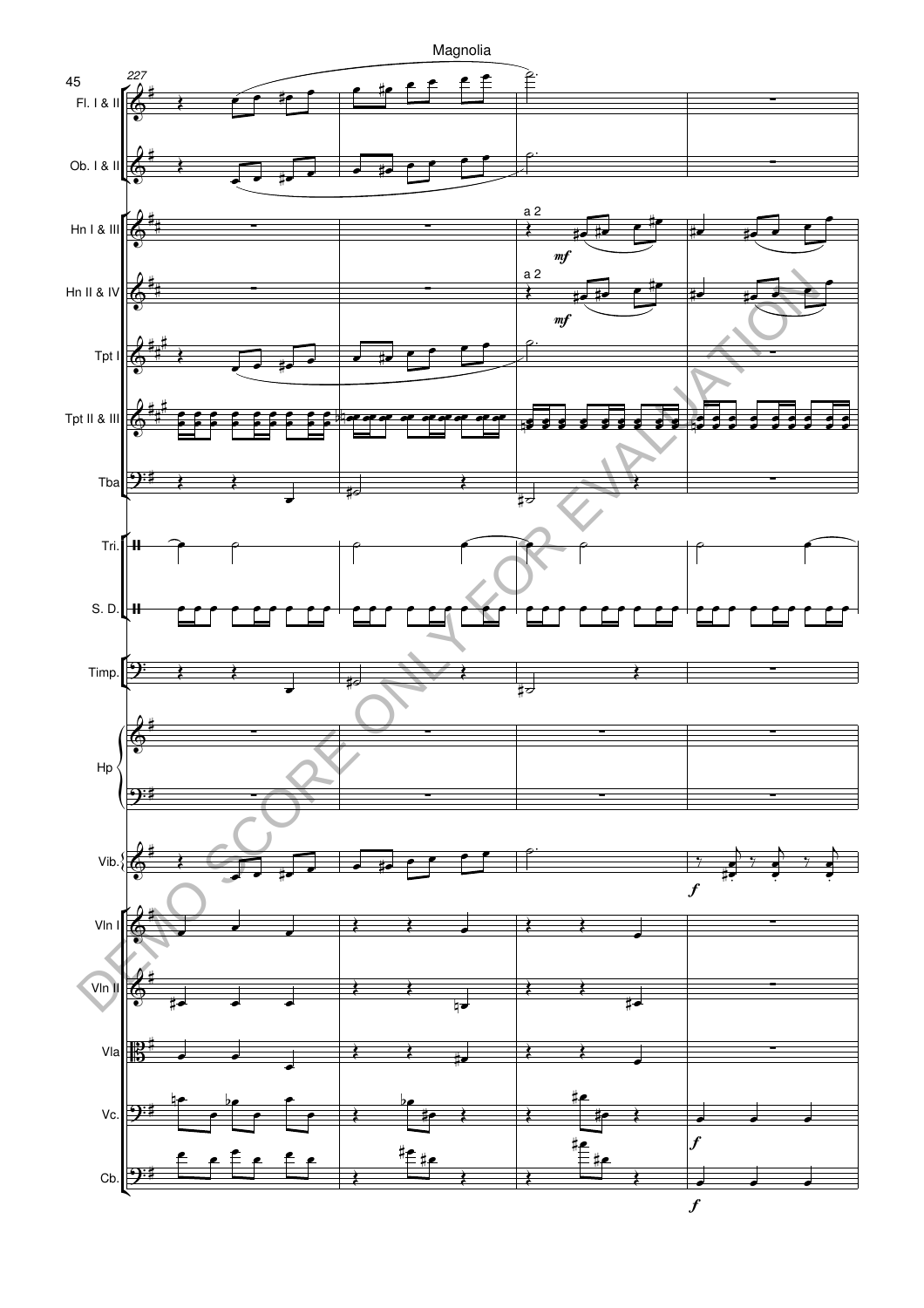Magnolia

227

Fl. I & II

Ob. I & II

Hn I & III

Hn II & IV

Tpt I

Tpt II & III

Tba

Tri.

S. D.

Timp.

Hp

Vib.

Vln I

Vln II

Vla

Vc.

Cb.

DEMO SCORE ONLY FOR EVALUATION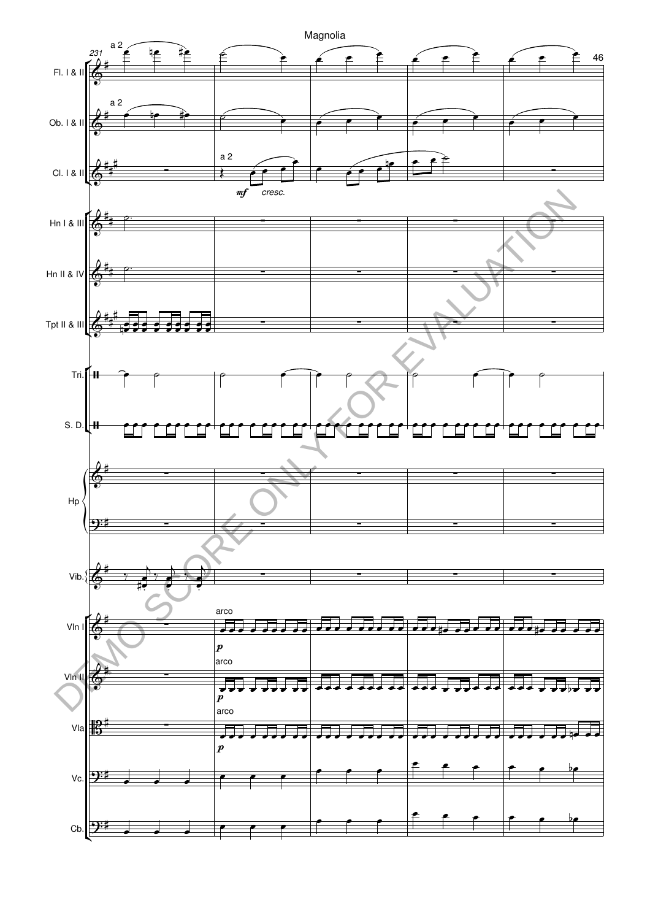Magnolia

231

a 2

Fl. I & II

Ob. I & II

a 2

Cl. I & II

*mf* *cresc.*

Hn I & III

Hn II & IV

Tpt II & III

Tri.

S. D.

Hp

Vib.

arco

Vln I

*p*

arco

Vln II

*p*

arco

Vla

*p*

Vc.

Cb.

DEMO SCORE ONLY FOR EVALUATION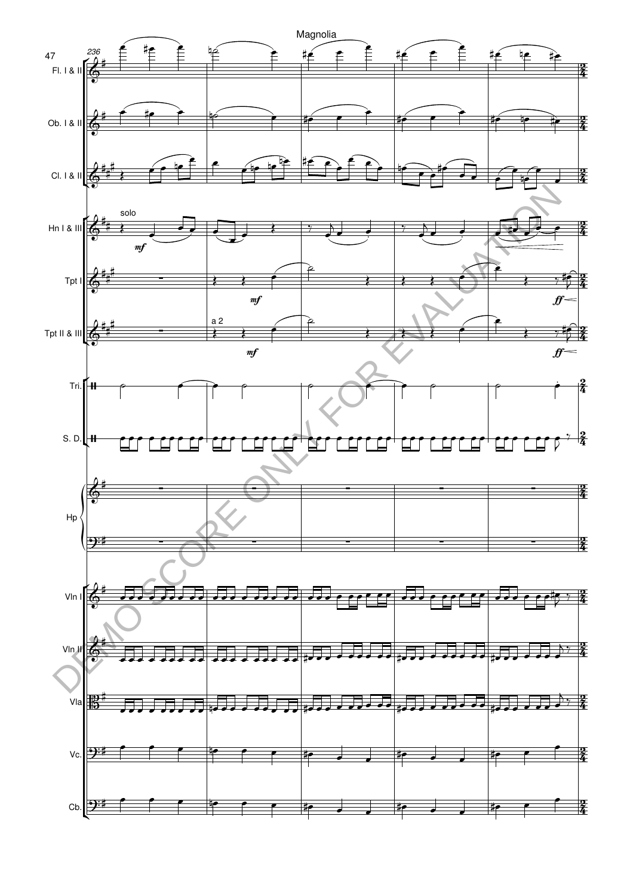Magnolia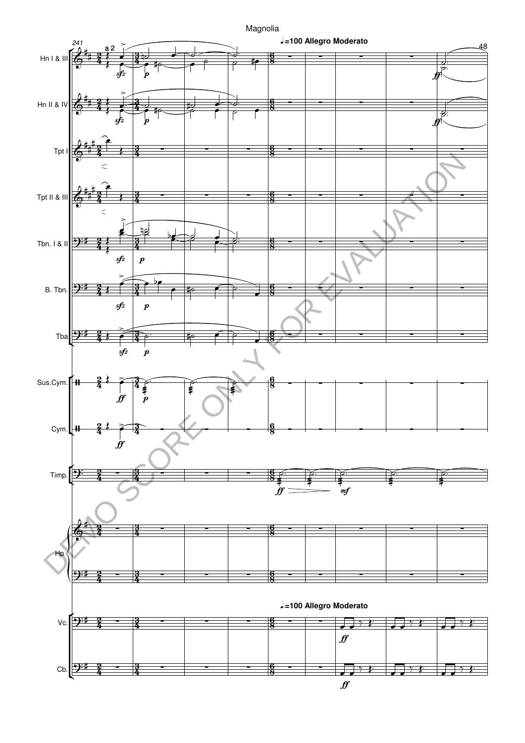Magnolia

♩=100 Allegro Moderato

Hn I & III

Hn II & IV

Tpt I

Tpt II & III

Tbn. I & II

B. Tbn.

Tba

Sus.Cym.

Cym.

Timp.

Hp

♩=100 Allegro Moderato

Vc.

Cb.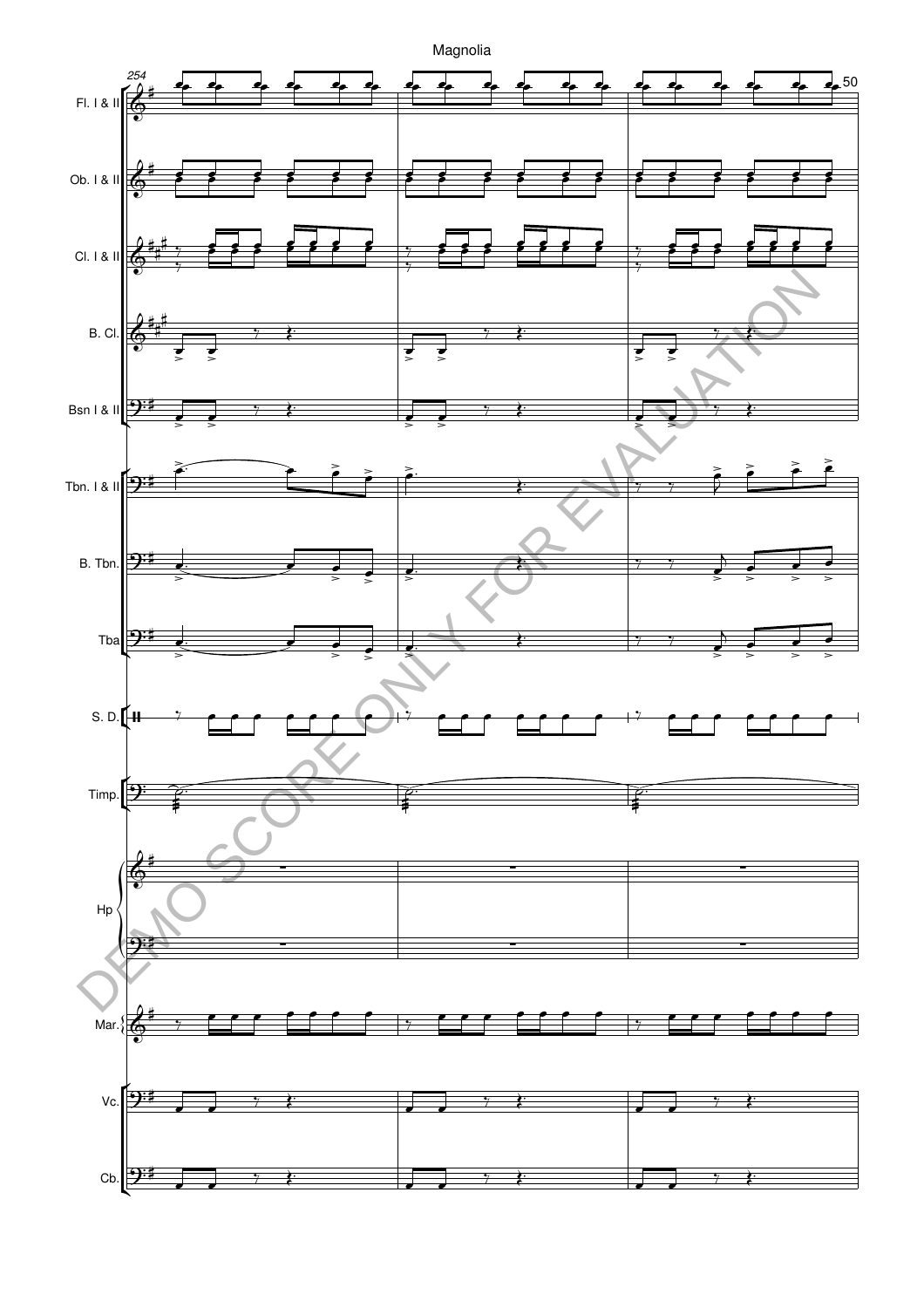Magnolia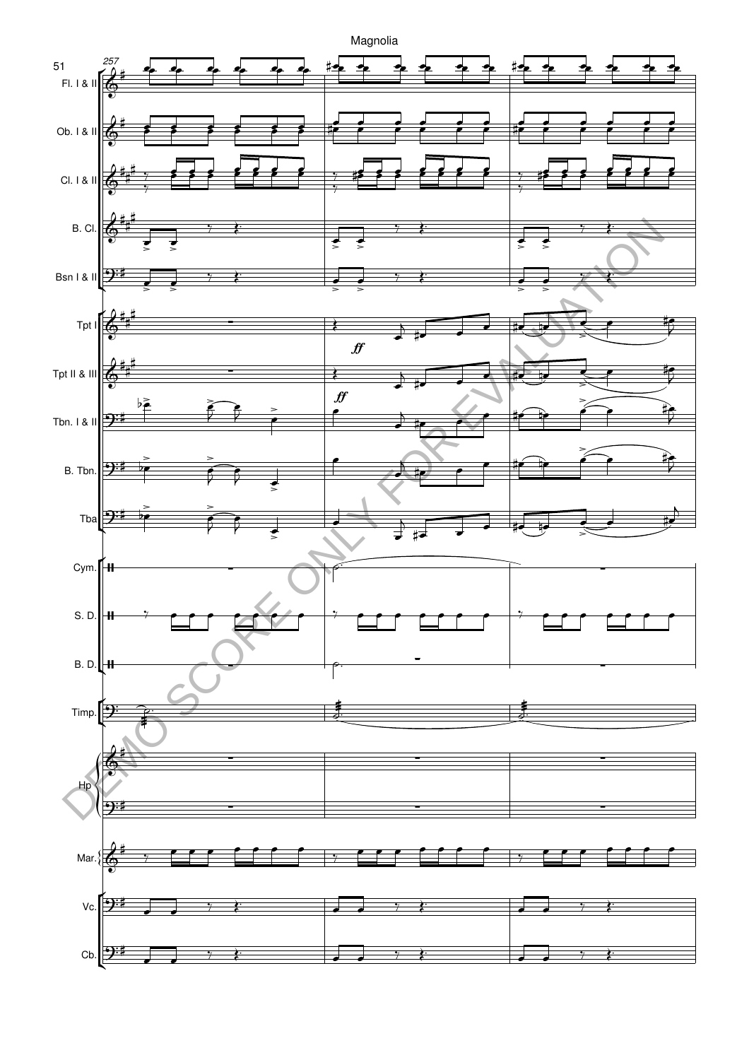Magnolia

257

Fl. I & II

Ob. I & II

Cl. I & II

B. Cl.

Bsn I & II

Tpt I

*ff*

Tpt II & III

*ff*

Tbn. I & II

B. Tbn.

Tba

Cym.

S. D.

B. D.

Timp.

Hp

Mar.

Vc.

Cb.

DEMO SCORE ONLY FOR EVALUATION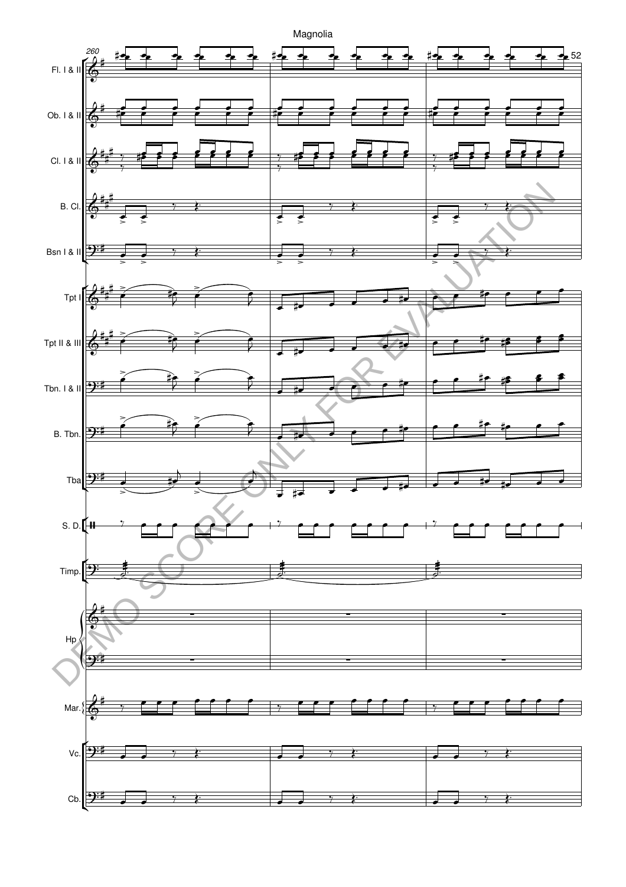Magnolia

260

Fl. I & II

Ob. I & II

Cl. I & II

B. Cl.

Bsn I & II

Tpt I

Tpt II & III

Tbn. I & II

B. Tbn.

Tba

S. D.

Timp.

Hp

Mar.

Vc.

Cb.

DEMO SCORE ONLY FOR EVALUATION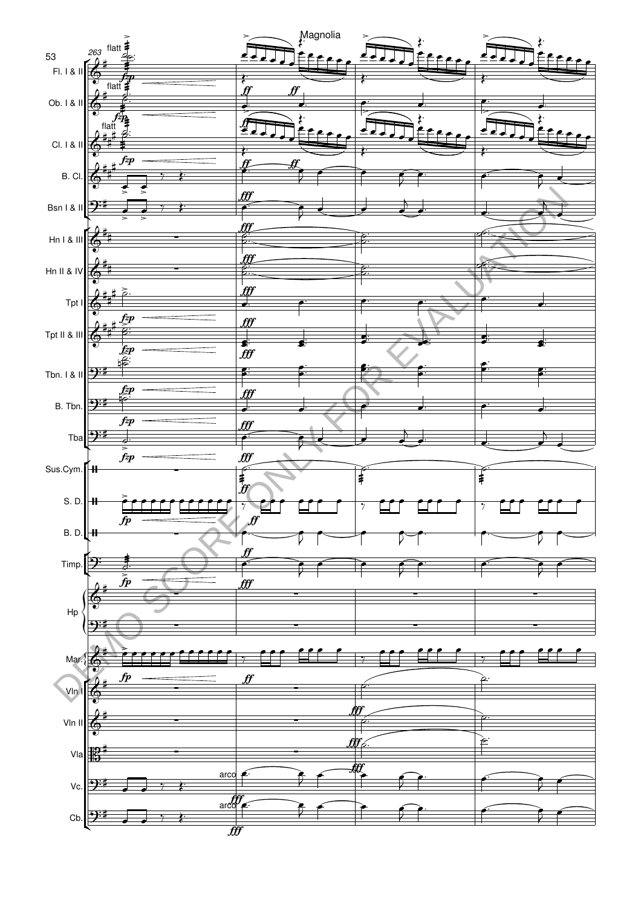Magnolia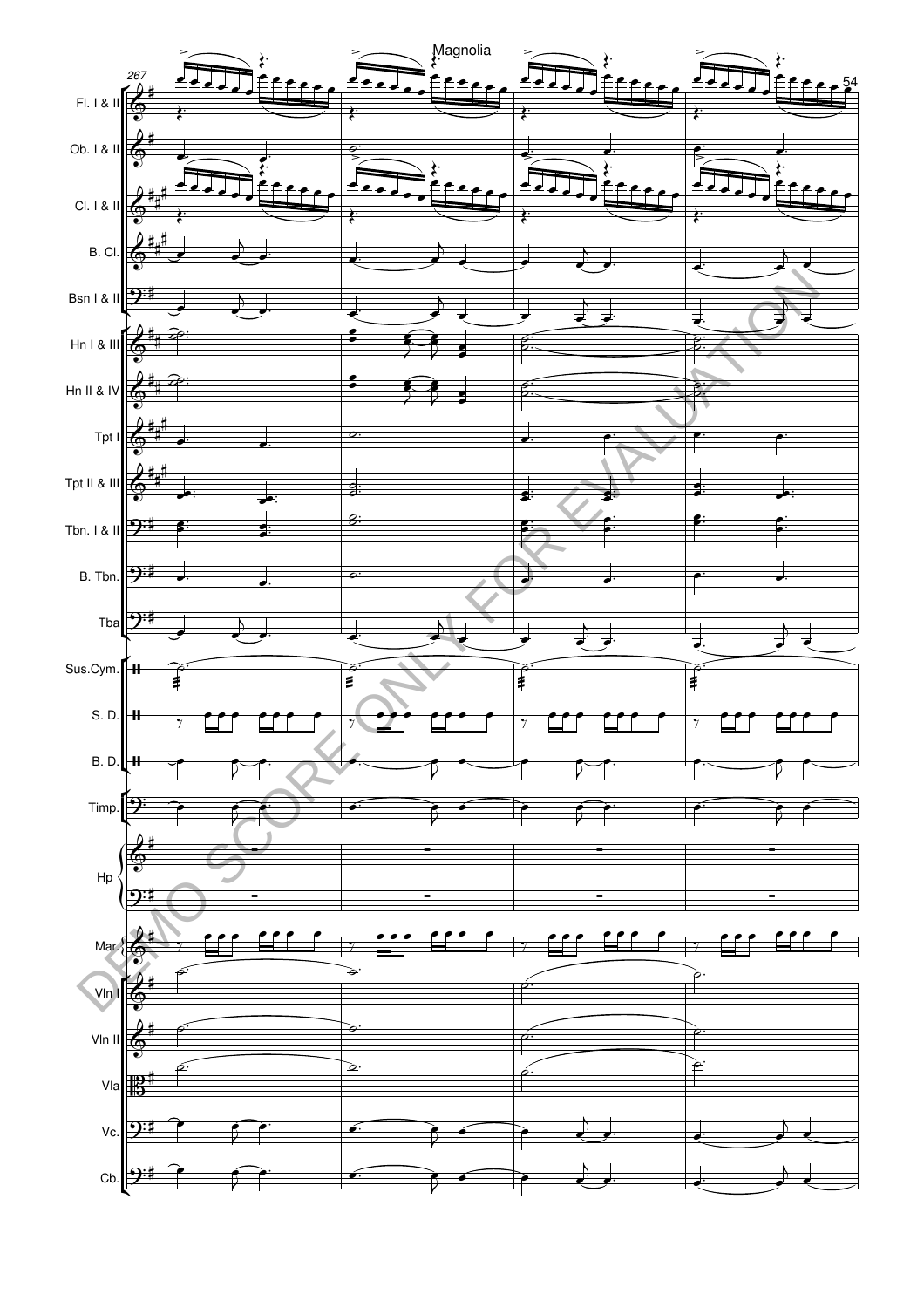Magnolia

Fl. I & II

Ob. I & II

Cl. I & II

B. Cl.

Bsn I & II

Hn I & III

Hn II & IV

Tpt I

Tpt II & III

Tbn. I & II

B. Tbn.

Tba

Sus.Cym.

S. D.

B. D.

Timp.

Hp

Mar.

Vln I

Vln II

Vla

Vc.

Cb.

DEMO SCORE ONLY. FOR EVALUATION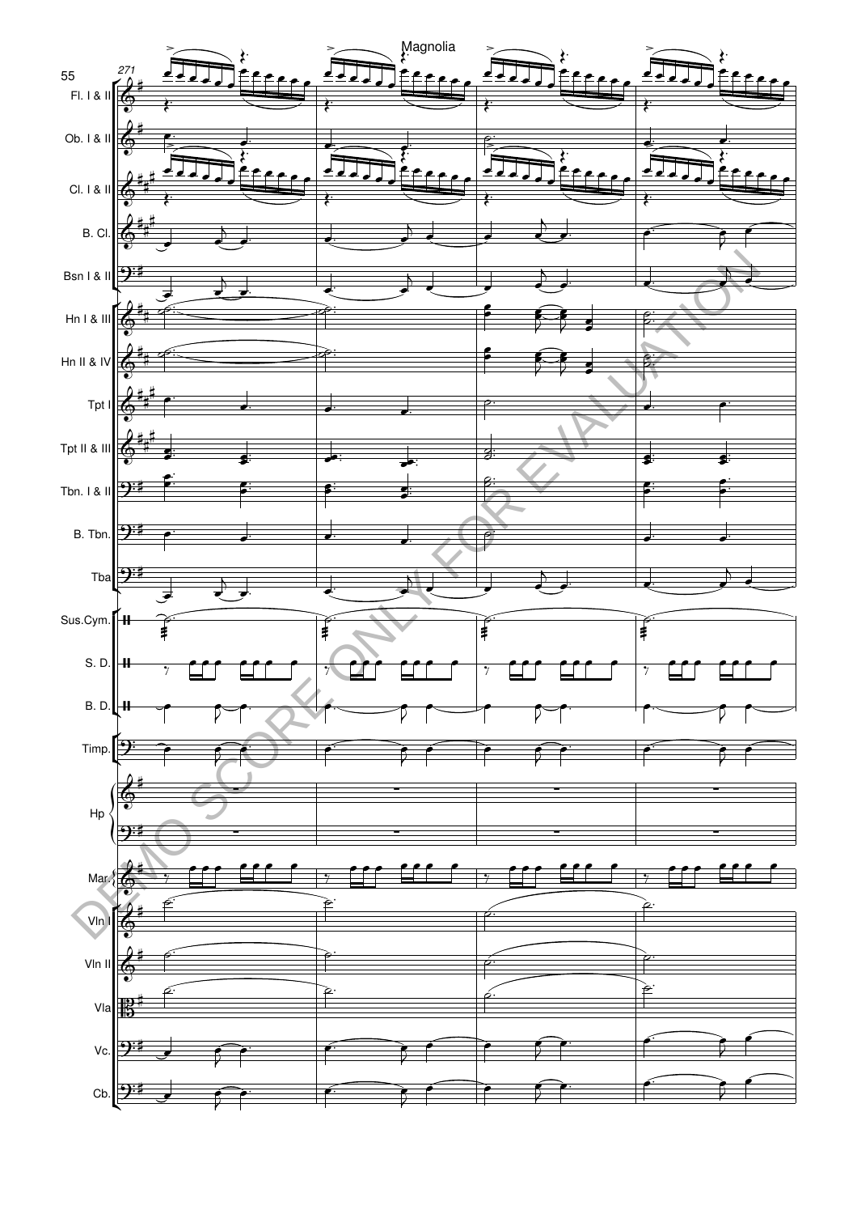Magnolia

271

Fl. I & II

Ob. I & II

Cl. I & II

B. Cl.

Bsn I & II

Hn I & III

Hn II & IV

Tpt I

Tpt II & III

Tbn. I & II

B. Tbn.

Tba

Sus.Cym.

S. D.

B. D.

Timp.

Hp

Mar.

Vln I

Vln II

Vla

Vc.

Cb.

DEMO SCORE ONLY: FOR EVALUATION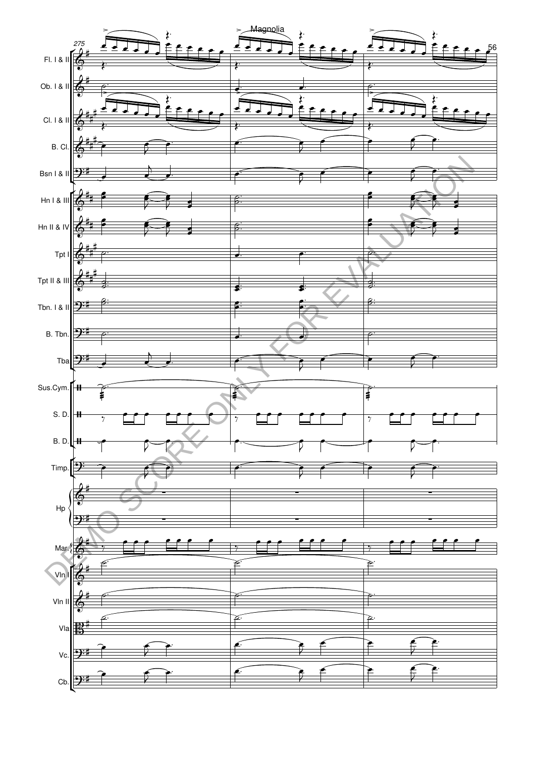Magnolia

DEMO SCORE ONLY FOR EVALUATION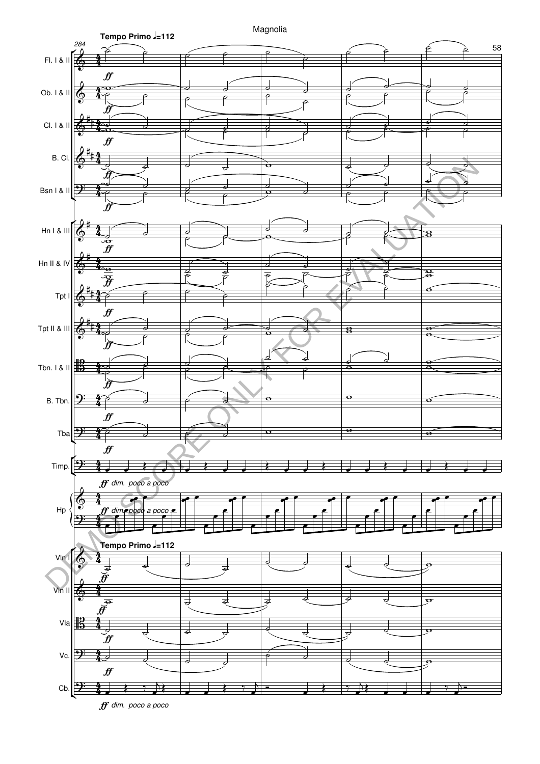Tempo Primo ♩=112

284

Fl. I & II

Ob. I & II

Cl. I & II

B. Cl.

Bsn I & II

Hn I & III

Hn II & IV

Tpt I

Tpt II & III

Tbn. I & II

B. Tbn.

Tba

Timp.

*ff dim. poco a poco*

Hp

*ff dim. poco a poco*

Tempo Primo ♩=112

Vln I

Vln II

Vla

Vc.

Cb.

*ff dim. poco a poco*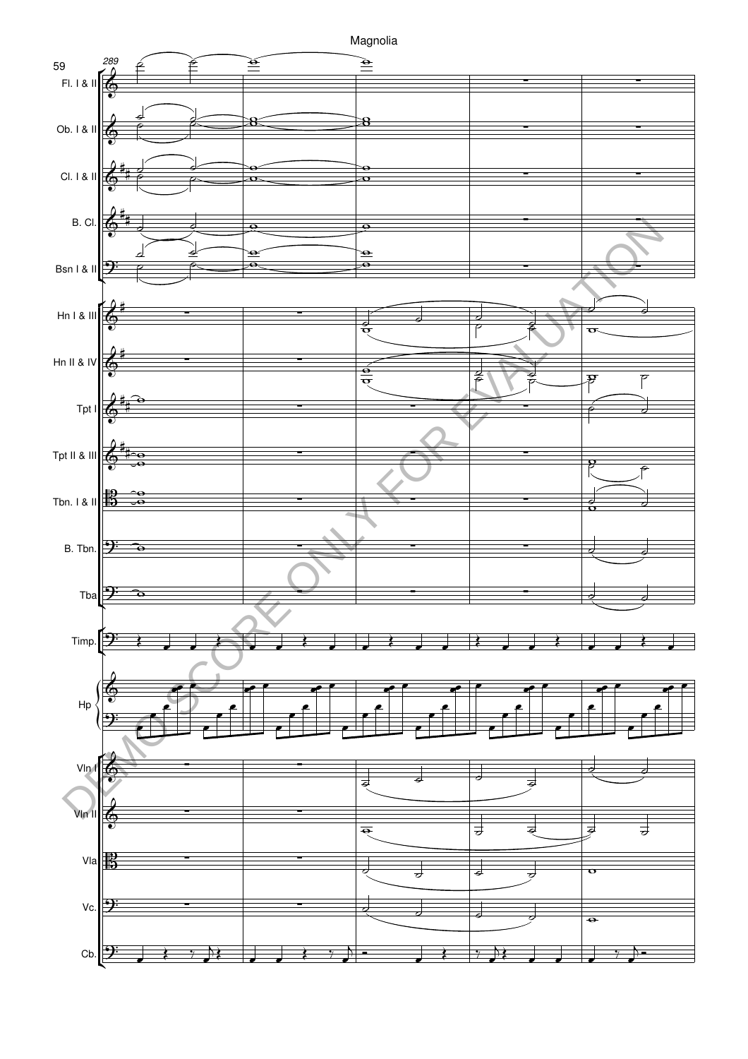Magnolia

289

Fl. I & II

Ob. I & II

Cl. I & II

B. Cl.

Bsn I & II

Hn I & III

Hn II & IV

Tpt I

Tpt II & III

Tbn. I & II

B. Tbn.

Tba

Timp.

Hp

Vln I

Vln II

Vla

Vc.

Cb.

DEMO SCORE ONLY FOR EVALUATION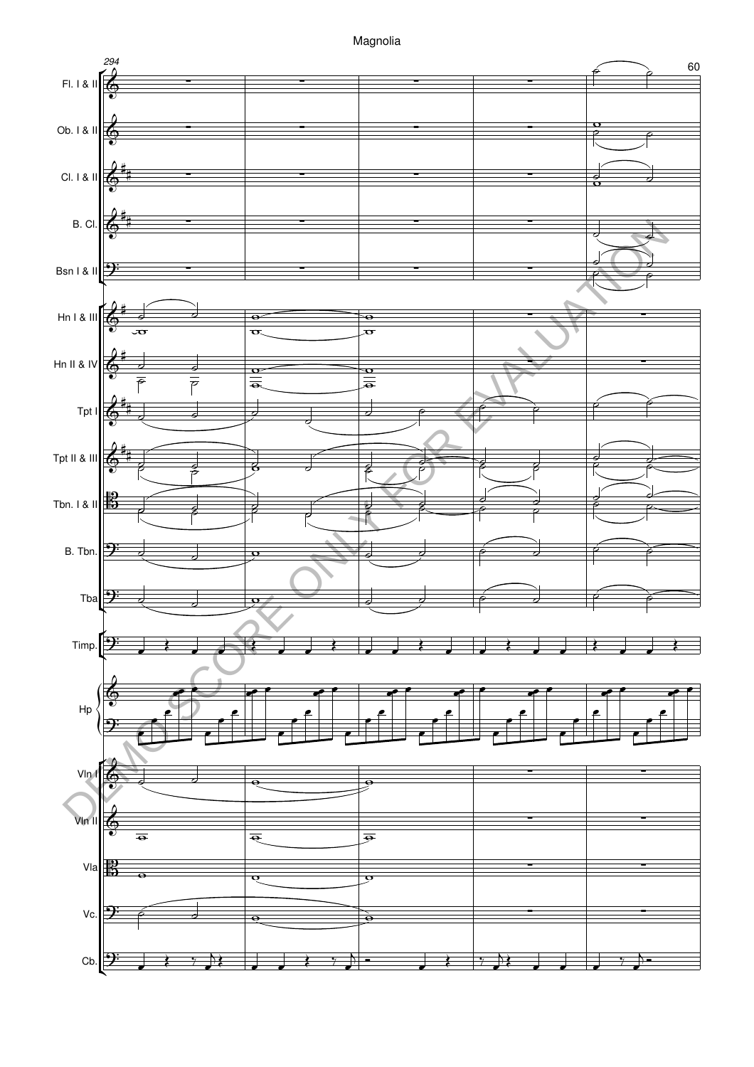Magnolia

294

Fl. I & II

Ob. I & II

Cl. I & II

B. Cl.

Bsn I & II

Hn I & III

Hn II & IV

Tpt I

Tpt II & III

Tbn. I & II

B. Tbn.

Tba

Timp.

Hp

Vln I

Vln II

Vla

Vc.

Cb.

DEMO SCORE ONLY FOR EVALUATION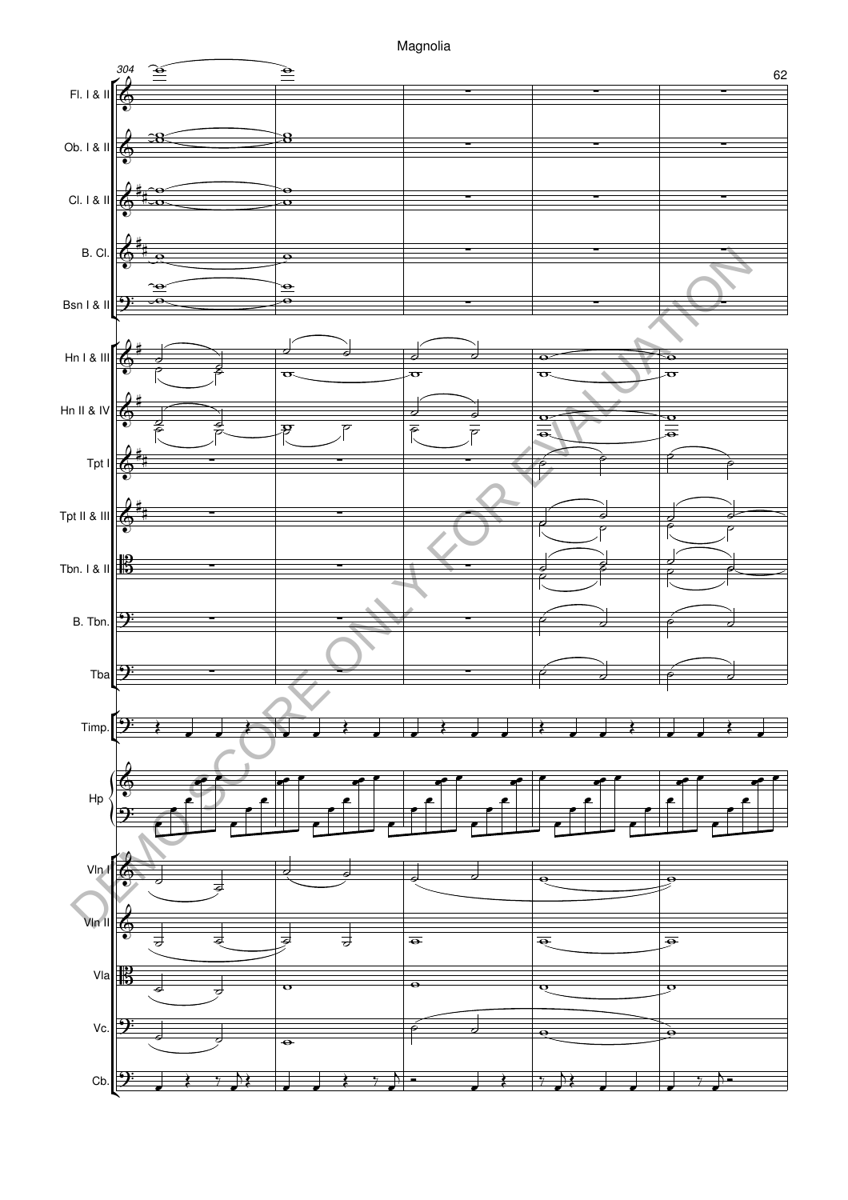Fl. I & II

Ob. I & II

Cl. I & II

B. Cl.

Bsn I & II

Hn I & III

Hn II & IV

Tpt I

Tpt II & III

Tbn. I & II

B. Tbn.

Tba

Timp.

Hp

Vln I

Vln II

Vla

Vc.

Cb.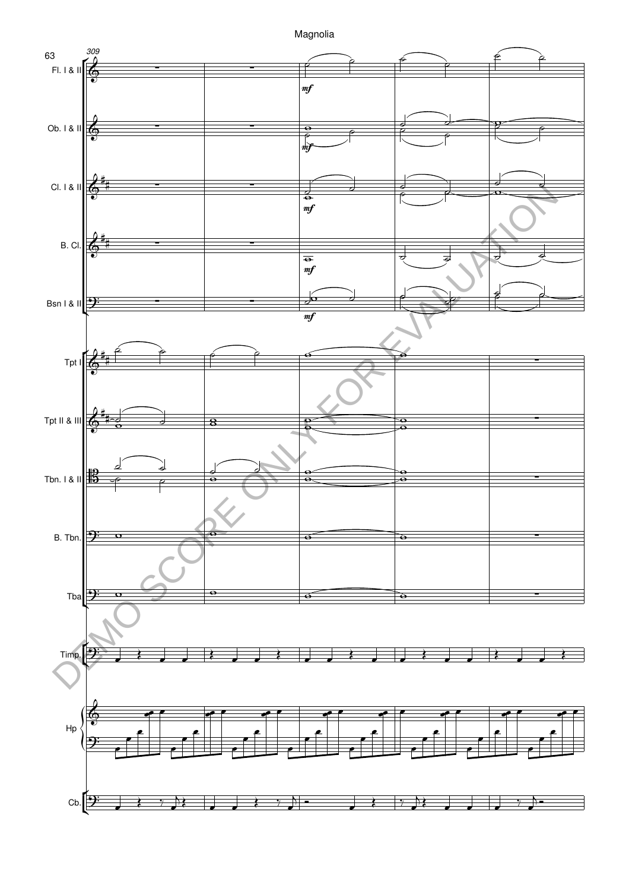309

Fl. I & II

Ob. I & II

Cl. I & II

B. Cl.

Bsn I & II

Tpt I

Tpt II & III

Tbn. I & II

B. Tbn.

Tba

Timp.

Hp

Cb.

*mf*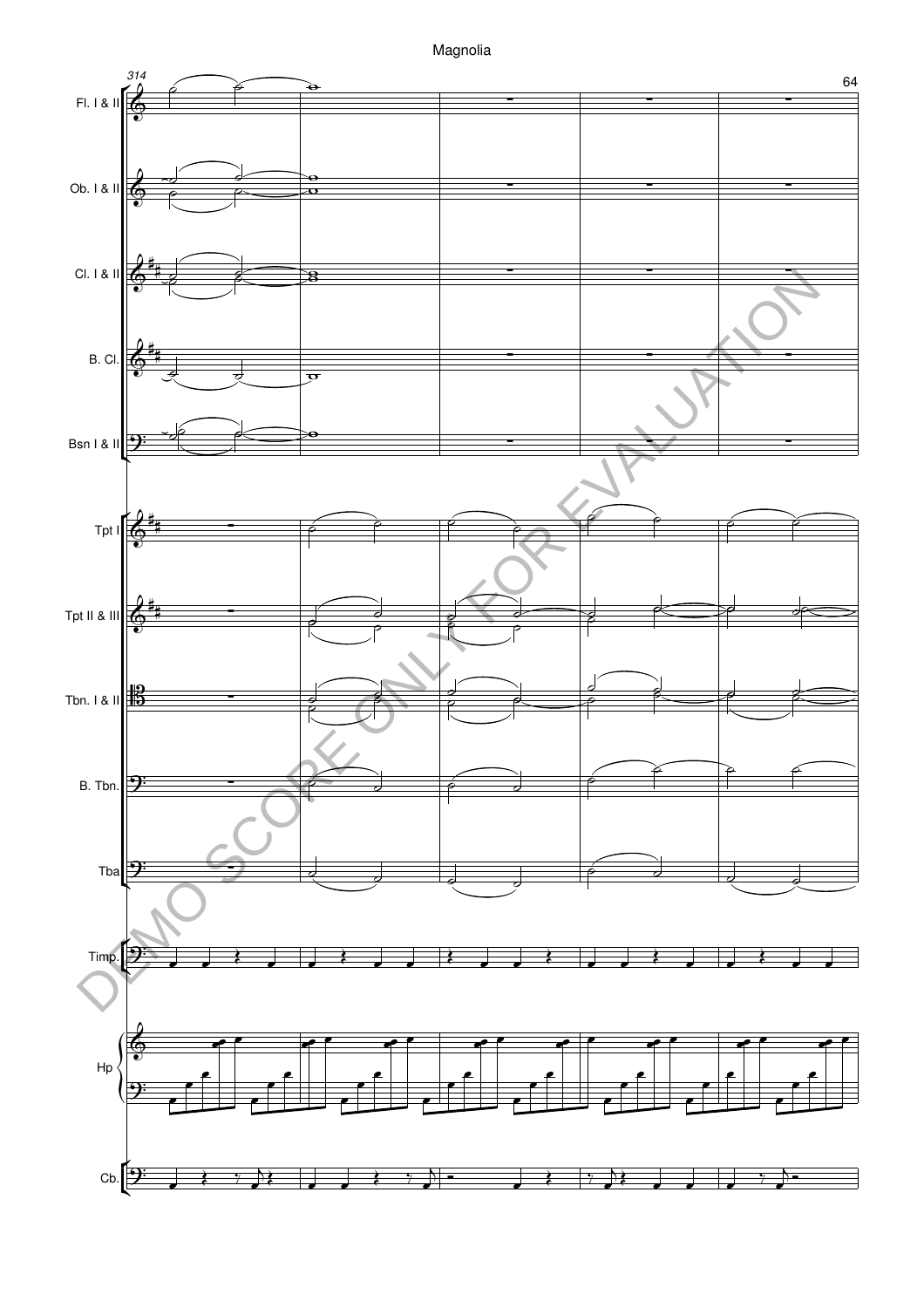314

Fl. I & II

Ob. I & II

Cl. I & II

B. Cl.

Bsn I & II

Tpt I

Tpt II & III

Tbn. I & II

B. Tbn.

Tba

Timp.

Hp

Cb.

DEMO SCORE ONLY FOR EVALUATION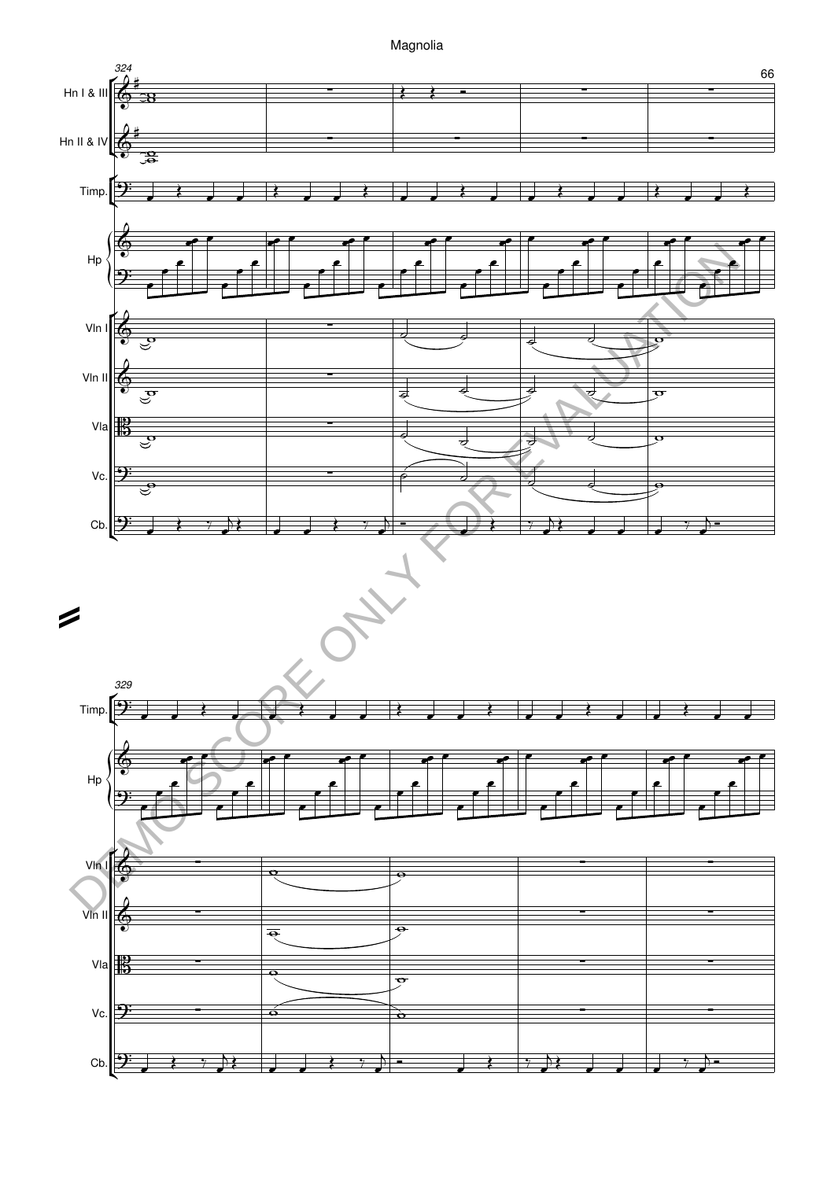Magnolia

324

Hn I & III

Hn II & IV

Timp.

Hp

Vln I

Vln II

Vla

Vc.

Cb.

329

Timp.

Hp

Vln I

Vln II

Vla

Vc.

Cb.

DEMO SCORE ONLY FOR EVALUATION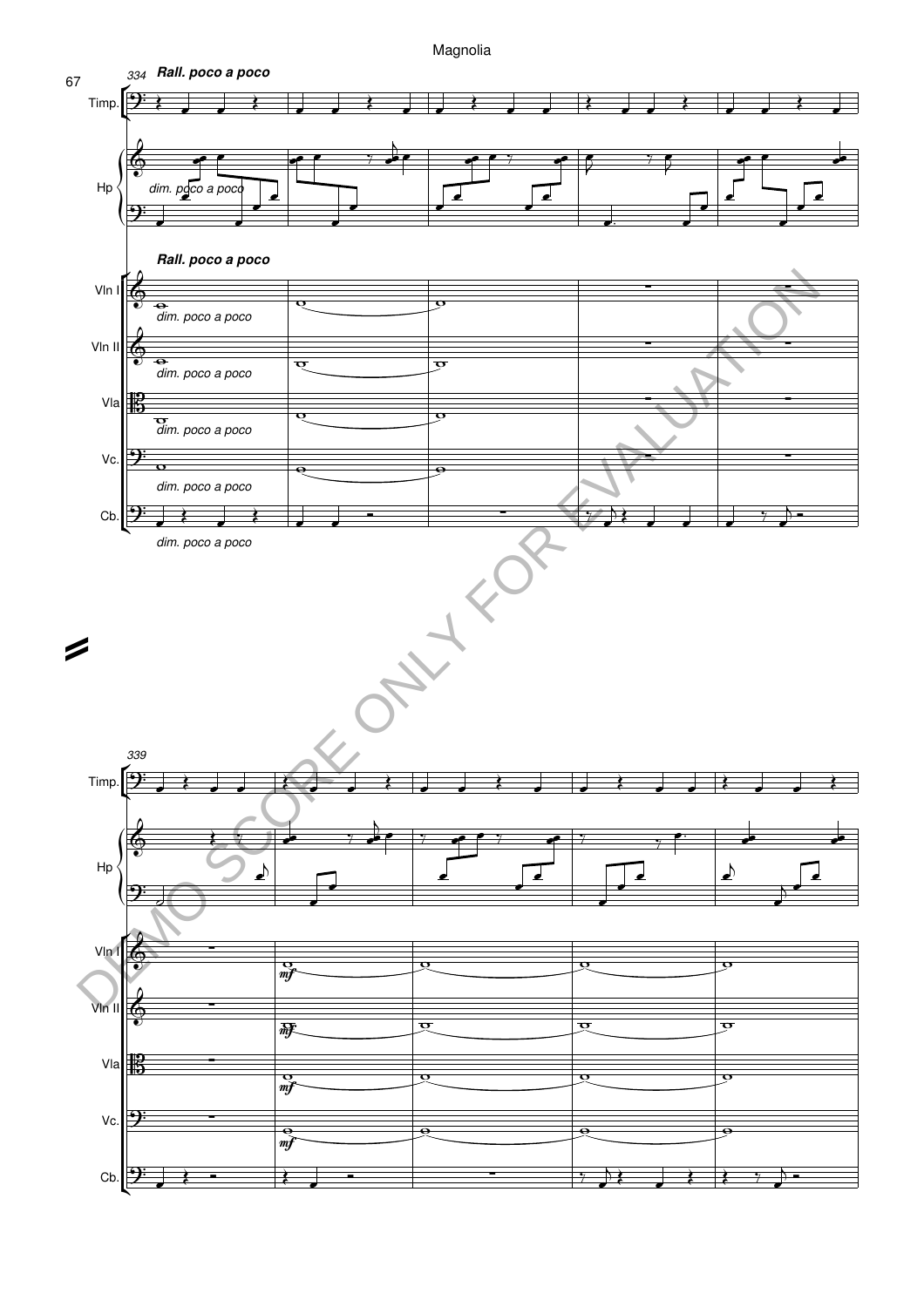334

**Rall. poco a poco**

Timp.

Hp

*dim. poco a poco*

**Rall. poco a poco**

Vln I

*dim. poco a poco*

Vln II

*dim. poco a poco*

Vla

*dim. poco a poco*

Vc.

*dim. poco a poco*

Cb.

*dim. poco a poco*

339

Timp.

Hp

Vln I

*mf*

Vln II

*mf*

Vla

*mf*

Vc.

*mf*

Cb.

DEMO SCORE ONLY FOR EVALUATION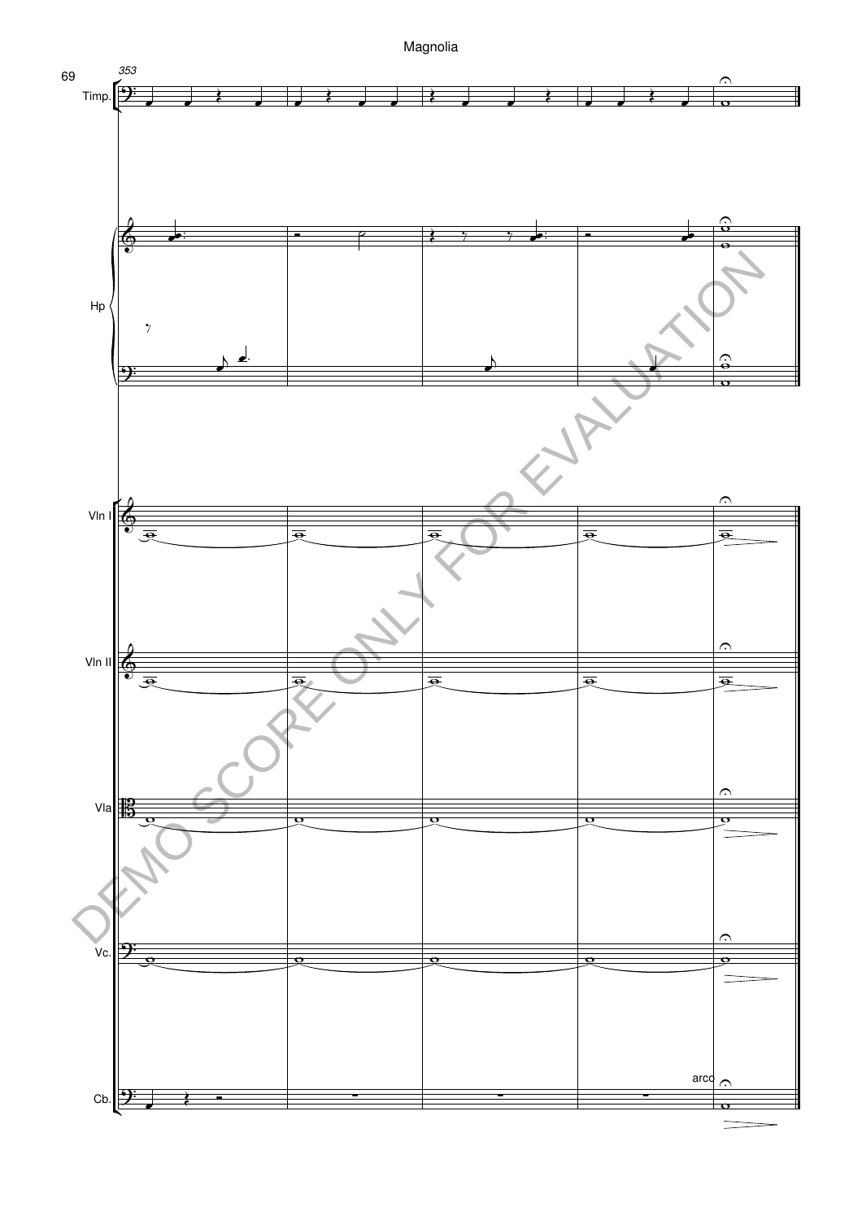Magnolia

353

Timp.

Hp

Vln I

Vln II

Vla

Vc.

arco

Cb.

DEMO SCORE ONLY FOR EVALUATION